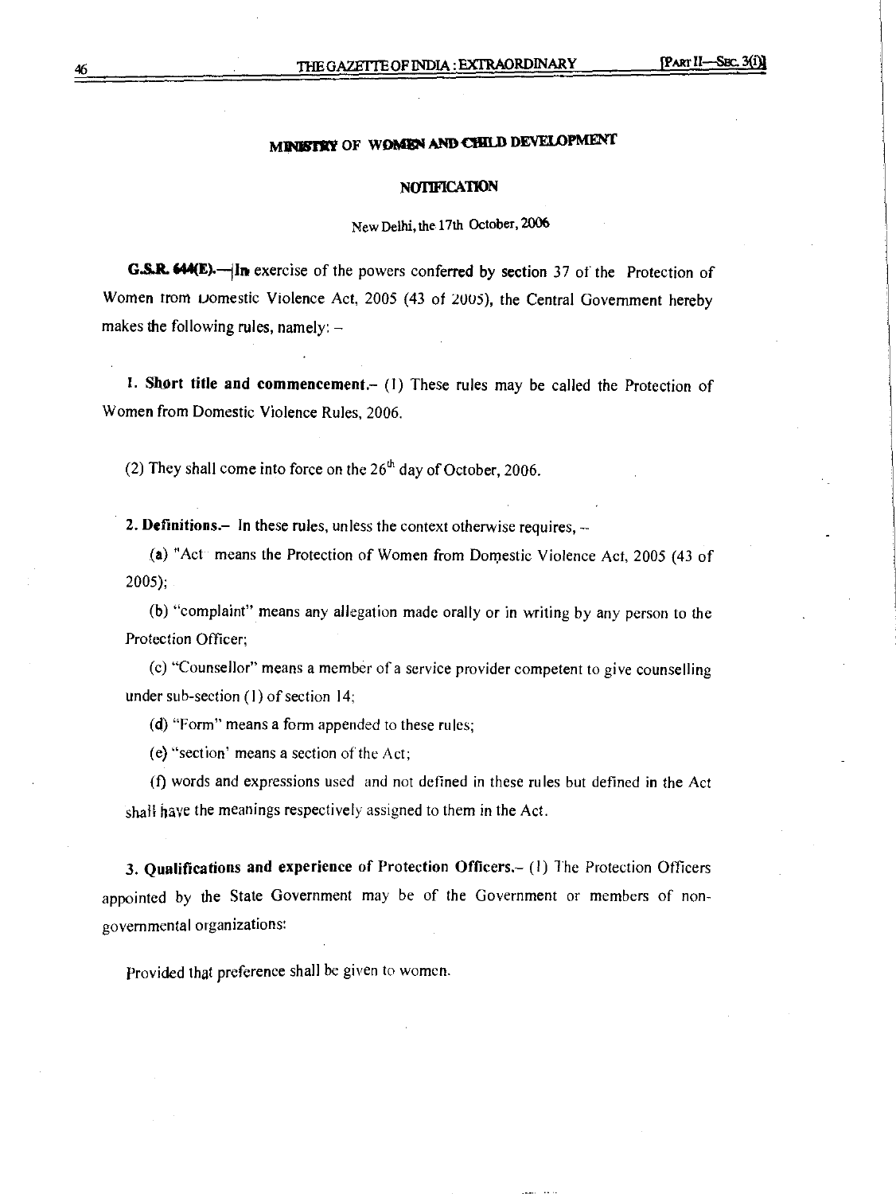## MINISTRY OF WOMEN AND CHILD DEVELOPMENT

### NOTIFICATION

New Delhi, the 17th October, 2006

**G.S.R. 644(E).**—In exercise of the powers conferred by section 37 of the Protection of Women from Domestic Violence Act, 2005 (43 of 2005), the Central Government hereby makes the following rules, namely: –

**1. Short title and commencement.**– (1) These rules may be called the Protection of Women from Domestic Violence Rules, 2006.

(2) They shall come into force on the 26th day of October, 2006.

**2. Definitions.**– In these rules, unless the context otherwise requires, –

(a) "Act" means the Protection of Women from Domestic Violence Act, 2005 (43 of 2005);

(b) "complaint" means any allegation made orally or in writing by any person to the Protection Officer;

(c) "Counsellor" means a member of a service provider competent to give counselling under sub-section (1) of section 14;

(d) "Form" means a form appended to these rules;

(e) "section' means a section of the Act;

(f) words and expressions used and not defined in these rules but defined in the Act shall have the meanings respectively assigned to them in the Act.

**3. Qualifications and experience of Protection Officers.**– (1) The Protection Officers appointed by the State Government may be of the Government or members of non-governmental organizations:

Provided that preference shall be given to women.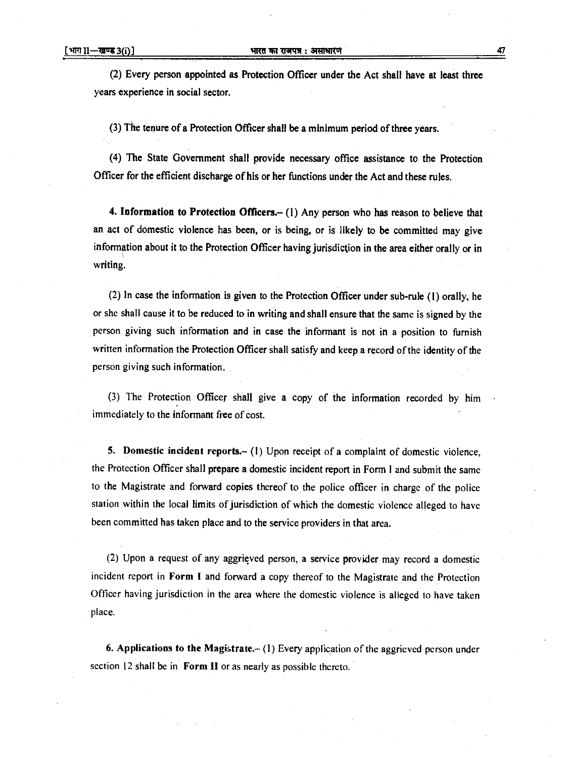(2) Every person appointed as Protection Officer under the Act shall have at least three years experience in social sector.

(3) The tenure of a Protection Officer shall be a minimum period of three years.

(4) The State Government shall provide necessary office assistance to the Protection Officer for the efficient discharge of his or her functions under the Act and these rules.

**4. Information to Protection Officers.**– (1) Any person who has reason to believe that an act of domestic violence has been, or is being, or is likely to be committed may give information about it to the Protection Officer having jurisdiction in the area either orally or in writing.

(2) In case the information is given to the Protection Officer under sub-rule (1) orally, he or she shall cause it to be reduced to in writing and shall ensure that the same is signed by the person giving such information and in case the informant is not in a position to furnish written information the Protection Officer shall satisfy and keep a record of the identity of the person giving such information.

(3) The Protection Officer shall give a copy of the information recorded by him immediately to the informant free of cost.

**5. Domestic incident reports.**– (1) Upon receipt of a complaint of domestic violence, the Protection Officer shall prepare a domestic incident report in Form I and submit the same to the Magistrate and forward copies thereof to the police officer in charge of the police station within the local limits of jurisdiction of which the domestic violence alleged to have been committed has taken place and to the service providers in that area.

(2) Upon a request of any aggrieved person, a service provider may record a domestic incident report in **Form I** and forward a copy thereof to the Magistrate and the Protection Officer having jurisdiction in the area where the domestic violence is alleged to have taken place.

**6. Applications to the Magistrate.**– (1) Every application of the aggrieved person under section 12 shall be in **Form II** or as nearly as possible thereto.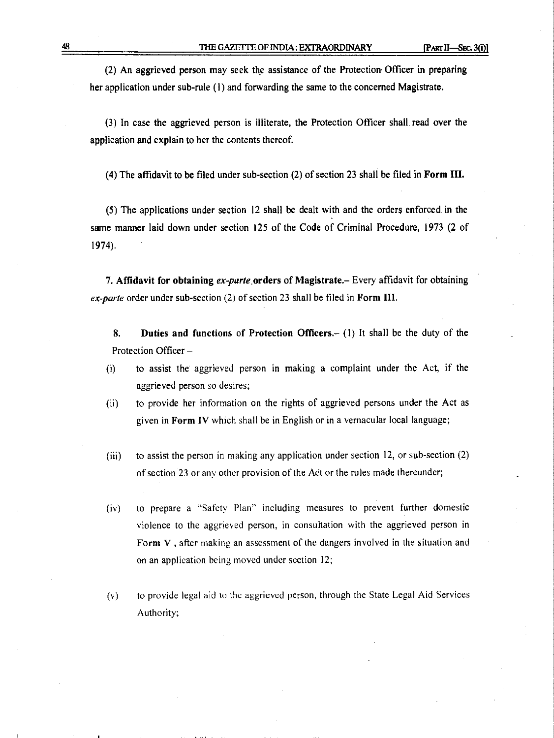(2) An aggrieved person may seek the assistance of the Protection Officer in preparing her application under sub-rule (1) and forwarding the same to the concerned Magistrate.

(3) In case the aggrieved person is illiterate, the Protection Officer shall read over the application and explain to her the contents thereof.

(4) The affidavit to be filed under sub-section (2) of section 23 shall be filed in **Form III.**

(5) The applications under section 12 shall be dealt with and the orders enforced in the same manner laid down under section 125 of the Code of Criminal Procedure, 1973 (2 of 1974).

**7. Affidavit for obtaining *ex-parte* orders of Magistrate.**– Every affidavit for obtaining *ex-parte* order under sub-section (2) of section 23 shall be filed in **Form III.**

**8. Duties and functions of Protection Officers.**– (1) It shall be the duty of the Protection Officer –

(i) to assist the aggrieved person in making a complaint under the Act, if the aggrieved person so desires;

(ii) to provide her information on the rights of aggrieved persons under the Act as given in **Form IV** which shall be in English or in a vernacular local language;

(iii) to assist the person in making any application under section 12, or sub-section (2) of section 23 or any other provision of the Act or the rules made thereunder;

(iv) to prepare a "Safety Plan" including measures to prevent further domestic violence to the aggrieved person, in consultation with the aggrieved person in **Form V**, after making an assessment of the dangers involved in the situation and on an application being moved under section 12;

(v) to provide legal aid to the aggrieved person, through the State Legal Aid Services Authority;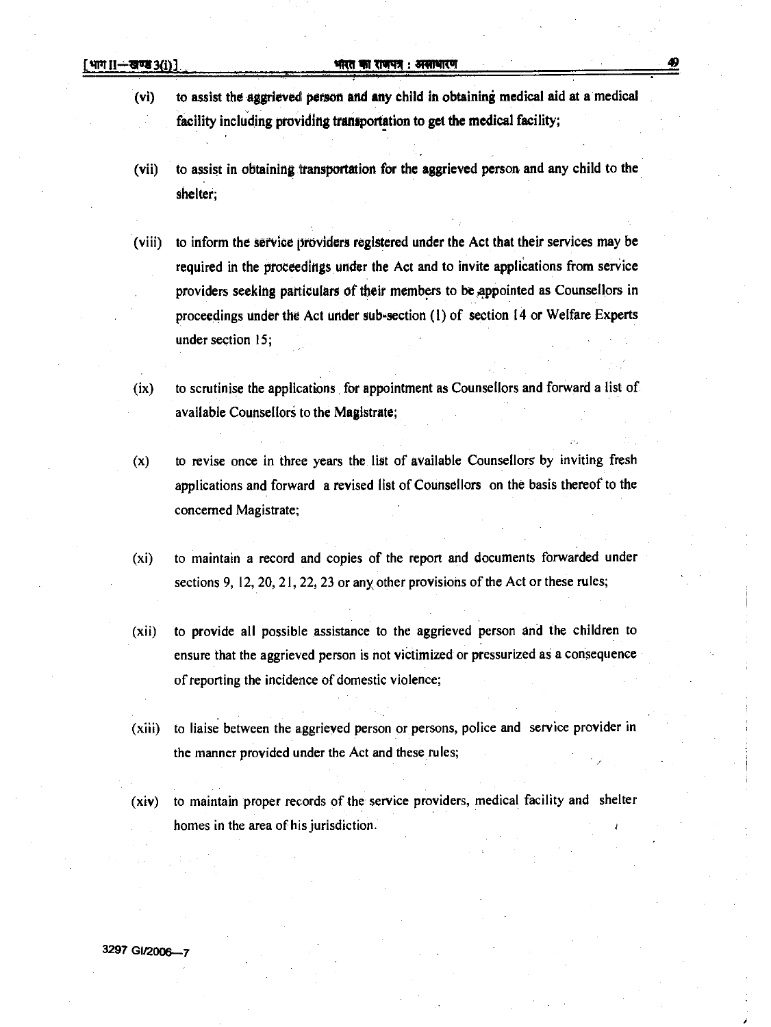(vi) to assist the aggrieved person and any child in obtaining medical aid at a medical facility including providing transportation to get the medical facility;

(vii) to assist in obtaining transportation for the aggrieved person and any child to the shelter;

(viii) to inform the service providers registered under the Act that their services may be required in the proceedings under the Act and to invite applications from service providers seeking particulars of their members to be appointed as Counsellors in proceedings under the Act under sub-section (1) of section 14 or Welfare Experts under section 15;

(ix) to scrutinise the applications for appointment as Counsellors and forward a list of available Counsellors to the Magistrate;

(x) to revise once in three years the list of available Counsellors by inviting fresh applications and forward a revised list of Counsellors on the basis thereof to the concerned Magistrate;

(xi) to maintain a record and copies of the report and documents forwarded under sections 9, 12, 20, 21, 22, 23 or any other provisions of the Act or these rules;

(xii) to provide all possible assistance to the aggrieved person and the children to ensure that the aggrieved person is not victimized or pressurized as a consequence of reporting the incidence of domestic violence;

(xiii) to liaise between the aggrieved person or persons, police and service provider in the manner provided under the Act and these rules;

(xiv) to maintain proper records of the service providers, medical facility and shelter homes in the area of his jurisdiction.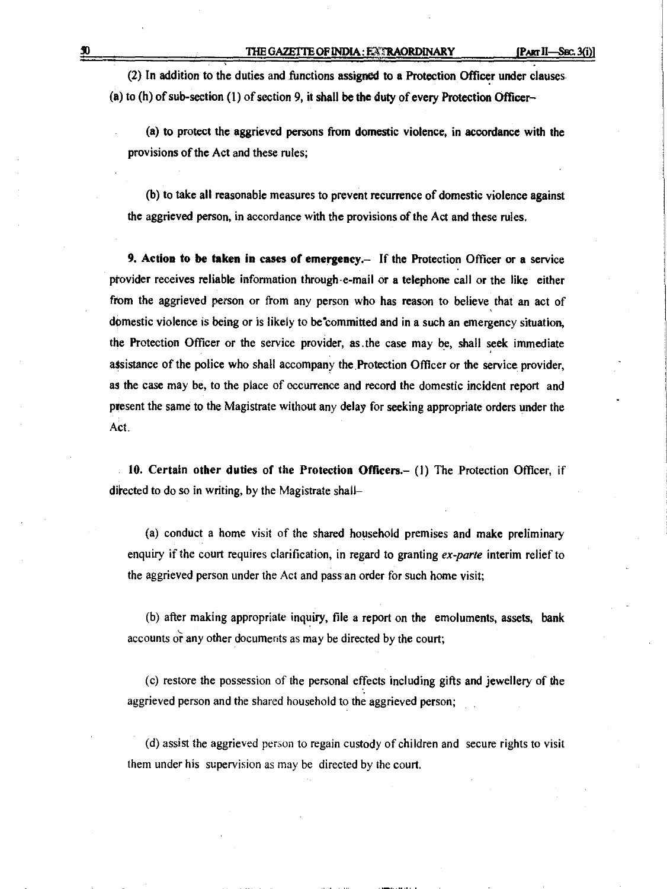(2) In addition to the duties and functions assigned to a Protection Officer under clauses (a) to (h) of sub-section (1) of section 9, it shall be the duty of every Protection Officer–

(a) to protect the aggrieved persons from domestic violence, in accordance with the provisions of the Act and these rules;

(b) to take all reasonable measures to prevent recurrence of domestic violence against the aggrieved person, in accordance with the provisions of the Act and these rules.

**9. Action to be taken in cases of emergency.**– If the Protection Officer or a service provider receives reliable information through e-mail or a telephone call or the like either from the aggrieved person or from any person who has reason to believe that an act of domestic violence is being or is likely to be committed and in a such an emergency situation, the Protection Officer or the service provider, as the case may be, shall seek immediate assistance of the police who shall accompany the Protection Officer or the service provider, as the case may be, to the place of occurrence and record the domestic incident report and present the same to the Magistrate without any delay for seeking appropriate orders under the Act.

**10. Certain other duties of the Protection Officers.**– (1) The Protection Officer, if directed to do so in writing, by the Magistrate shall–

(a) conduct a home visit of the shared household premises and make preliminary enquiry if the court requires clarification, in regard to granting *ex-parte* interim relief to the aggrieved person under the Act and pass an order for such home visit;

(b) after making appropriate inquiry, file a report on the emoluments, assets, bank accounts or any other documents as may be directed by the court;

(c) restore the possession of the personal effects including gifts and jewellery of the aggrieved person and the shared household to the aggrieved person;

(d) assist the aggrieved person to regain custody of children and secure rights to visit them under his supervision as may be directed by the court.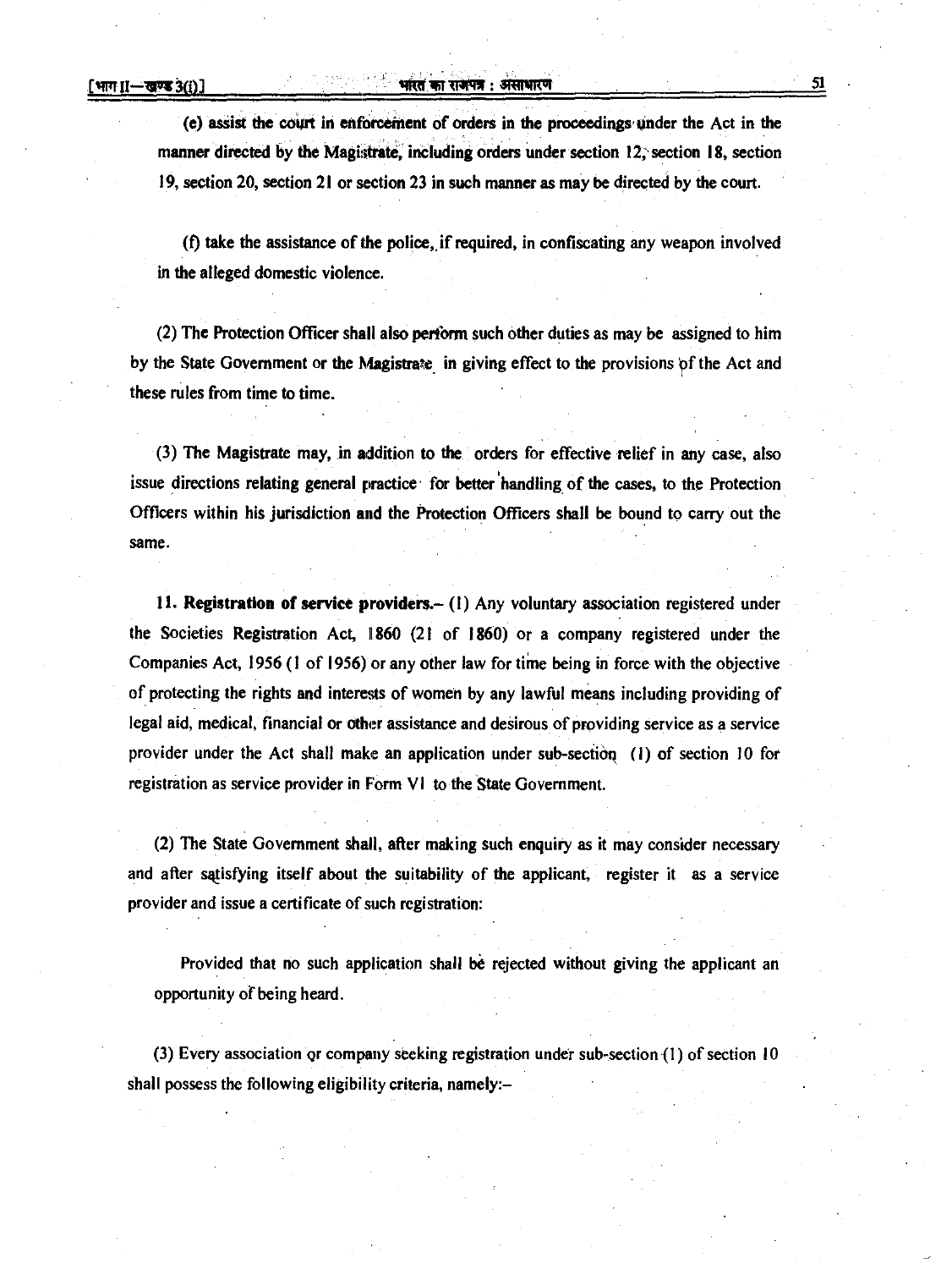(e) assist the court in enforcement of orders in the proceedings under the Act in the manner directed by the Magistrate, including orders under section 12, section 18, section 19, section 20, section 21 or section 23 in such manner as may be directed by the court.

(f) take the assistance of the police, if required, in confiscating any weapon involved in the alleged domestic violence.

(2) The Protection Officer shall also perform such other duties as may be assigned to him by the State Government or the Magistrate in giving effect to the provisions of the Act and these rules from time to time.

(3) The Magistrate may, in addition to the orders for effective relief in any case, also issue directions relating general practice for better handling of the cases, to the Protection Officers within his jurisdiction and the Protection Officers shall be bound to carry out the same.

**11. Registration of service providers.**– (1) Any voluntary association registered under the Societies Registration Act, 1860 (21 of 1860) or a company registered under the Companies Act, 1956 (1 of 1956) or any other law for time being in force with the objective of protecting the rights and interests of women by any lawful means including providing of legal aid, medical, financial or other assistance and desirous of providing service as a service provider under the Act shall make an application under sub-section (1) of section 10 for registration as service provider in Form VI to the State Government.

(2) The State Government shall, after making such enquiry as it may consider necessary and after satisfying itself about the suitability of the applicant, register it as a service provider and issue a certificate of such registration:

Provided that no such application shall be rejected without giving the applicant an opportunity of being heard.

(3) Every association or company seeking registration under sub-section (1) of section 10 shall possess the following eligibility criteria, namely:–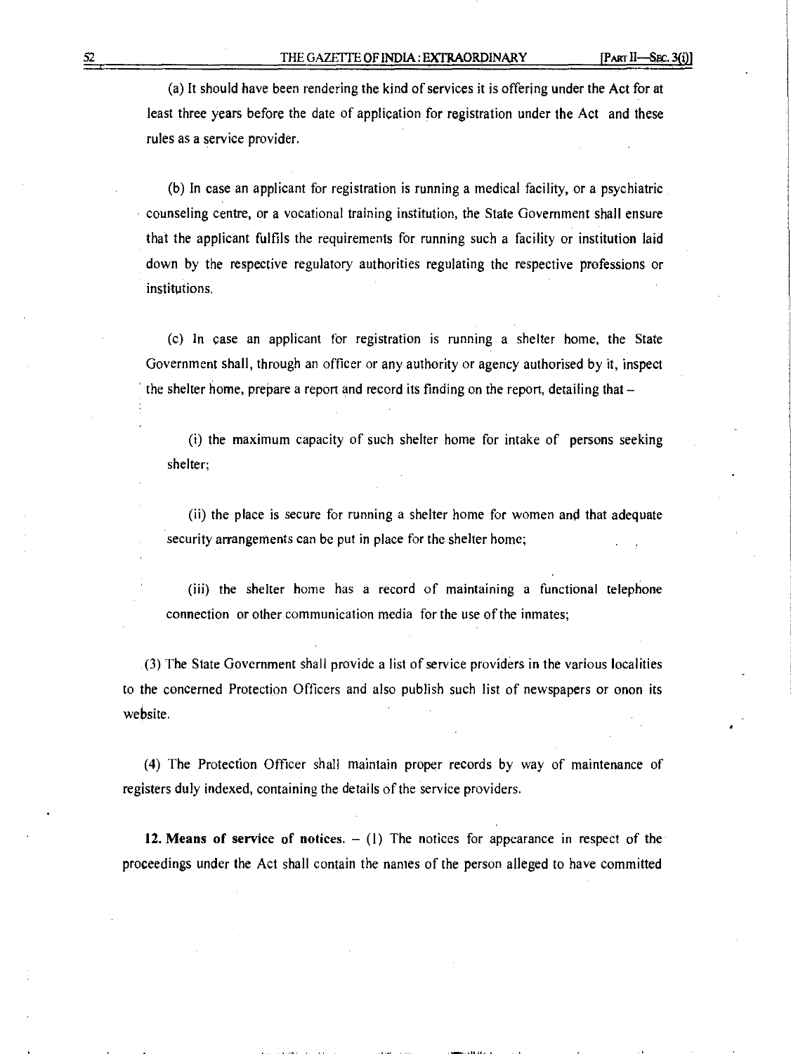(a) It should have been rendering the kind of services it is offering under the Act for at least three years before the date of application for registration under the Act and these rules as a service provider.

(b) In case an applicant for registration is running a medical facility, or a psychiatric counseling centre, or a vocational training institution, the State Government shall ensure that the applicant fulfils the requirements for running such a facility or institution laid down by the respective regulatory authorities regulating the respective professions or institutions.

(c) In case an applicant for registration is running a shelter home, the State Government shall, through an officer or any authority or agency authorised by it, inspect the shelter home, prepare a report and record its finding on the report, detailing that –

(i) the maximum capacity of such shelter home for intake of persons seeking shelter;

(ii) the place is secure for running a shelter home for women and that adequate security arrangements can be put in place for the shelter home;

(iii) the shelter home has a record of maintaining a functional telephone connection or other communication media for the use of the inmates;

(3) The State Government shall provide a list of service providers in the various localities to the concerned Protection Officers and also publish such list of newspapers or onon its website.

(4) The Protection Officer shall maintain proper records by way of maintenance of registers duly indexed, containing the details of the service providers.

**12. Means of service of notices.** – (1) The notices for appearance in respect of the proceedings under the Act shall contain the names of the person alleged to have committed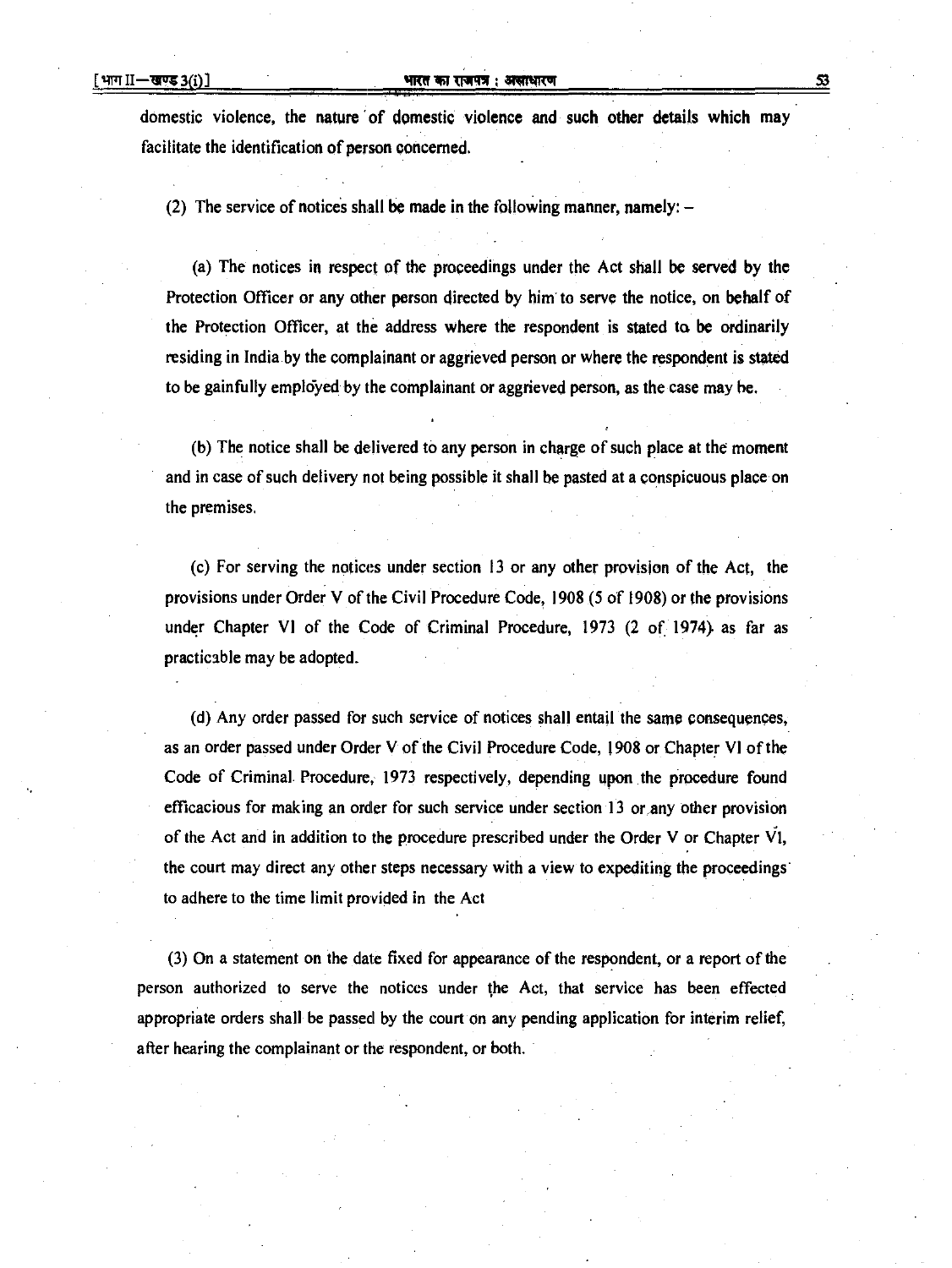domestic violence, the nature of domestic violence and such other details which may facilitate the identification of person concerned.

(2) The service of notices shall be made in the following manner, namely: –

(a) The notices in respect of the proceedings under the Act shall be served by the Protection Officer or any other person directed by him to serve the notice, on behalf of the Protection Officer, at the address where the respondent is stated to be ordinarily residing in India by the complainant or aggrieved person or where the respondent is stated to be gainfully employed by the complainant or aggrieved person, as the case may be.

(b) The notice shall be delivered to any person in charge of such place at the moment and in case of such delivery not being possible it shall be pasted at a conspicuous place on the premises.

(c) For serving the notices under section 13 or any other provision of the Act, the provisions under Order V of the Civil Procedure Code, 1908 (5 of 1908) or the provisions under Chapter VI of the Code of Criminal Procedure, 1973 (2 of 1974) as far as practicable may be adopted.

(d) Any order passed for such service of notices shall entail the same consequences, as an order passed under Order V of the Civil Procedure Code, 1908 or Chapter VI of the Code of Criminal Procedure, 1973 respectively, depending upon the procedure found efficacious for making an order for such service under section 13 or any other provision of the Act and in addition to the procedure prescribed under the Order V or Chapter VI, the court may direct any other steps necessary with a view to expediting the proceedings to adhere to the time limit provided in the Act

(3) On a statement on the date fixed for appearance of the respondent, or a report of the person authorized to serve the notices under the Act, that service has been effected appropriate orders shall be passed by the court on any pending application for interim relief, after hearing the complainant or the respondent, or both.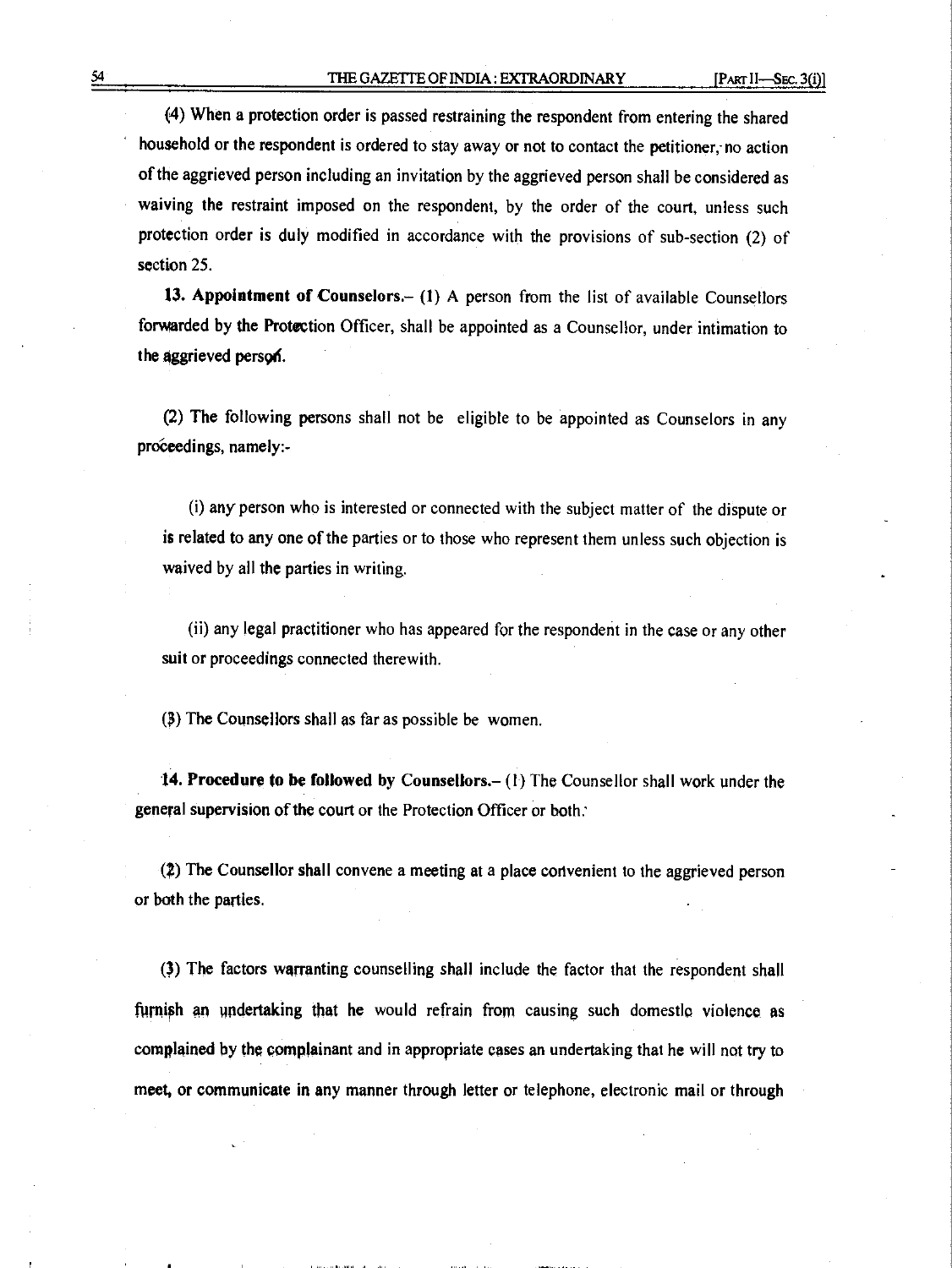(4) When a protection order is passed restraining the respondent from entering the shared household or the respondent is ordered to stay away or not to contact the petitioner, no action of the aggrieved person including an invitation by the aggrieved person shall be considered as waiving the restraint imposed on the respondent, by the order of the court, unless such protection order is duly modified in accordance with the provisions of sub-section (2) of section 25.

**13. Appointment of Counselors.**– (1) A person from the list of available Counsellors forwarded by the Protection Officer, shall be appointed as a Counsellor, under intimation to the aggrieved person.

(2) The following persons shall not be eligible to be appointed as Counselors in any proceedings, namely:-

(i) any person who is interested or connected with the subject matter of the dispute or is related to any one of the parties or to those who represent them unless such objection is waived by all the parties in writing.

(ii) any legal practitioner who has appeared for the respondent in the case or any other suit or proceedings connected therewith.

(3) The Counsellors shall as far as possible be women.

**14. Procedure to be followed by Counsellors.**– (1) The Counsellor shall work under the general supervision of the court or the Protection Officer or both.

(2) The Counsellor shall convene a meeting at a place convenient to the aggrieved person or both the parties.

(3) The factors warranting counselling shall include the factor that the respondent shall furnish an undertaking that he would refrain from causing such domestic violence as complained by the complainant and in appropriate cases an undertaking that he will not try to meet, or communicate in any manner through letter or telephone, electronic mail or through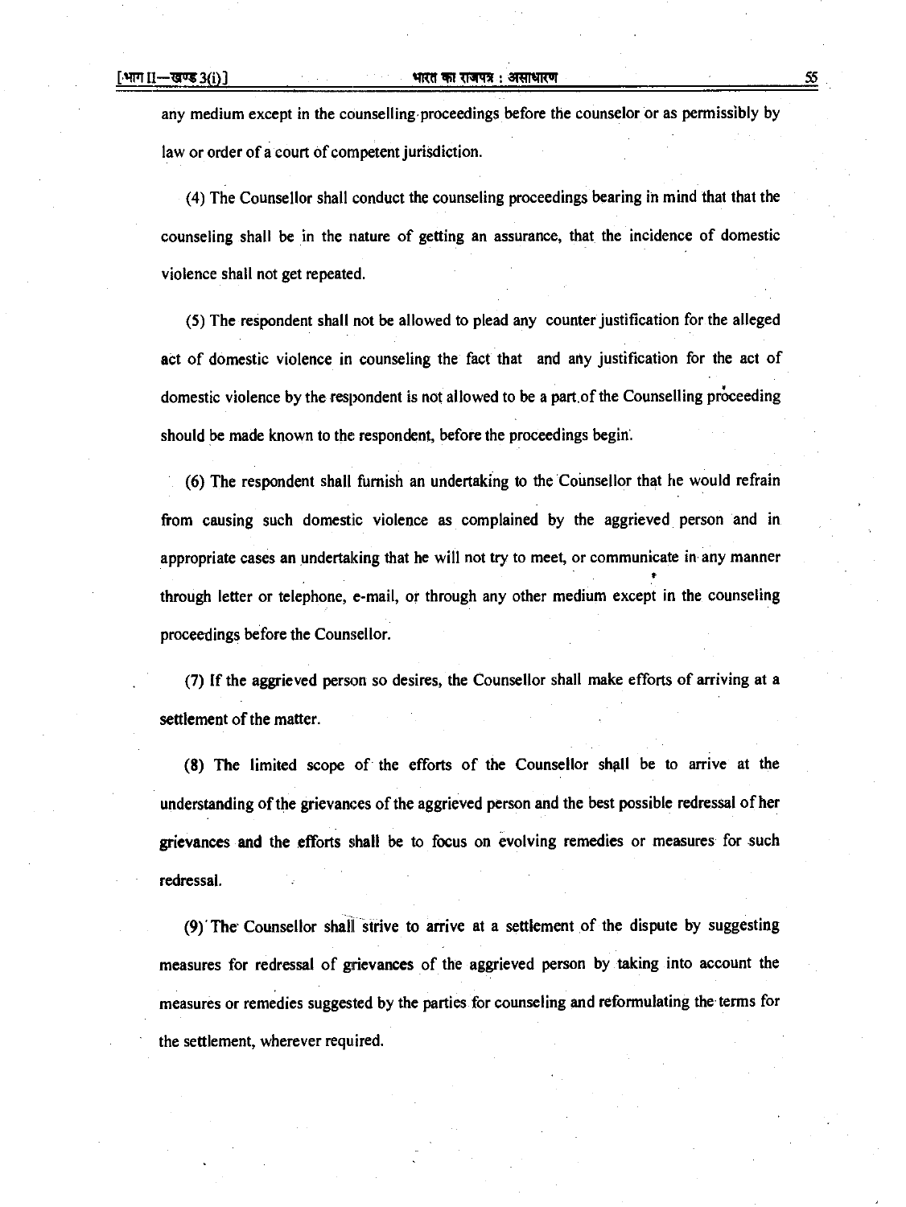any medium except in the counselling proceedings before the counselor or as permissibly by law or order of a court of competent jurisdiction.

(4) The Counsellor shall conduct the counseling proceedings bearing in mind that that the counseling shall be in the nature of getting an assurance, that the incidence of domestic violence shall not get repeated.

(5) The respondent shall not be allowed to plead any counter justification for the alleged act of domestic violence in counseling the fact that and any justification for the act of domestic violence by the respondent is not allowed to be a part of the Counselling proceeding should be made known to the respondent, before the proceedings begin.

(6) The respondent shall furnish an undertaking to the Counsellor that he would refrain from causing such domestic violence as complained by the aggrieved person and in appropriate cases an undertaking that he will not try to meet, or communicate in any manner through letter or telephone, e-mail, or through any other medium except in the counseling proceedings before the Counsellor.

(7) If the aggrieved person so desires, the Counsellor shall make efforts of arriving at a settlement of the matter.

(8) The limited scope of the efforts of the Counsellor shall be to arrive at the understanding of the grievances of the aggrieved person and the best possible redressal of her grievances and the efforts shall be to focus on evolving remedies or measures for such redressal.

(9) The Counsellor shall strive to arrive at a settlement of the dispute by suggesting measures for redressal of grievances of the aggrieved person by taking into account the measures or remedies suggested by the parties for counseling and reformulating the terms for the settlement, wherever required.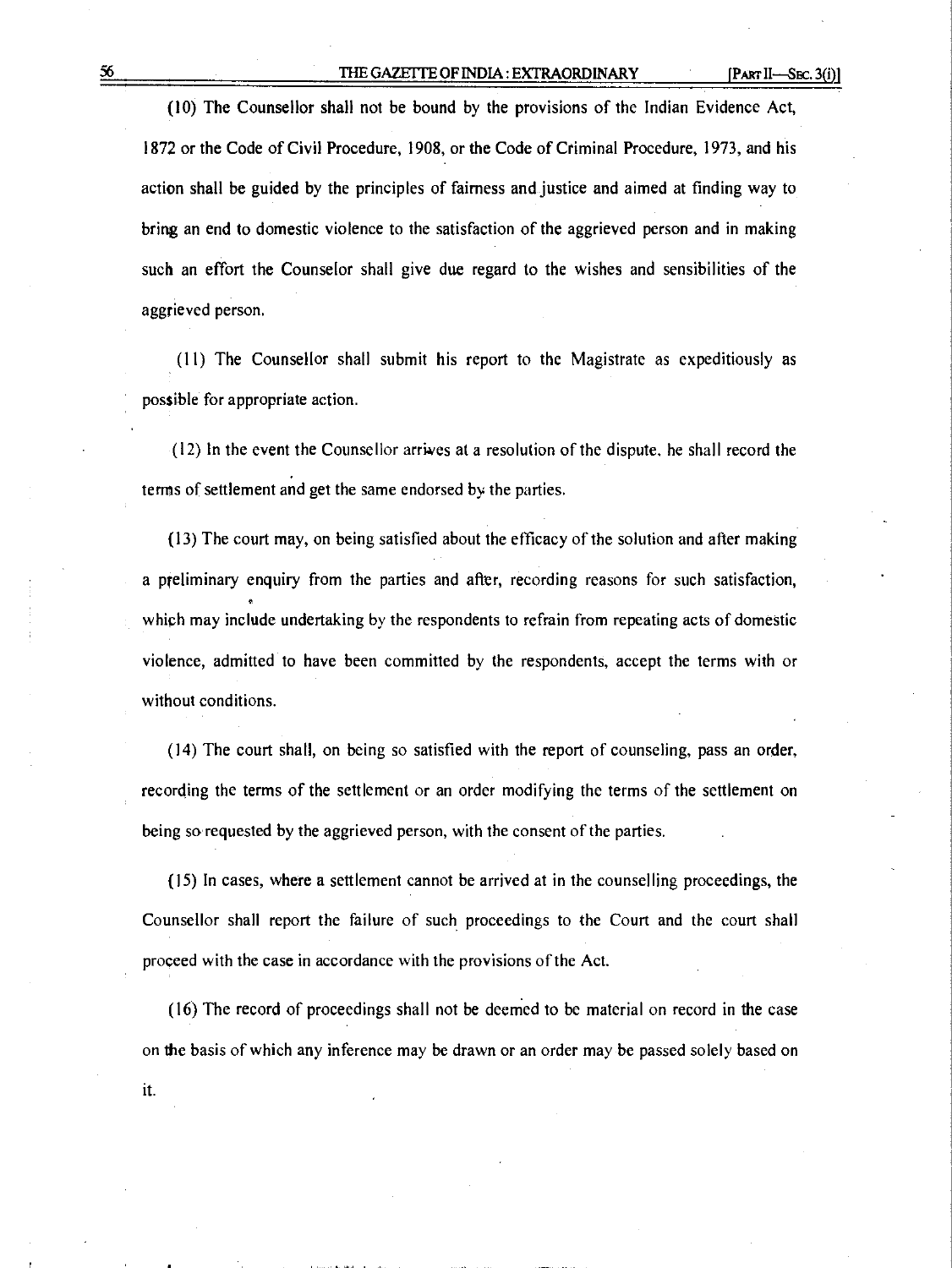(10) The Counsellor shall not be bound by the provisions of the Indian Evidence Act, 1872 or the Code of Civil Procedure, 1908, or the Code of Criminal Procedure, 1973, and his action shall be guided by the principles of fairness and justice and aimed at finding way to bring an end to domestic violence to the satisfaction of the aggrieved person and in making such an effort the Counselor shall give due regard to the wishes and sensibilities of the aggrieved person.

(11) The Counsellor shall submit his report to the Magistrate as expeditiously as possible for appropriate action.

(12) In the event the Counsellor arrives at a resolution of the dispute, he shall record the terms of settlement and get the same endorsed by the parties.

(13) The court may, on being satisfied about the efficacy of the solution and after making a preliminary enquiry from the parties and after, recording reasons for such satisfaction, which may include undertaking by the respondents to refrain from repeating acts of domestic violence, admitted to have been committed by the respondents, accept the terms with or without conditions.

(14) The court shall, on being so satisfied with the report of counseling, pass an order, recording the terms of the settlement or an order modifying the terms of the settlement on being so requested by the aggrieved person, with the consent of the parties.

(15) In cases, where a settlement cannot be arrived at in the counselling proceedings, the Counsellor shall report the failure of such proceedings to the Court and the court shall proceed with the case in accordance with the provisions of the Act.

(16) The record of proceedings shall not be deemed to be material on record in the case on the basis of which any inference may be drawn or an order may be passed solely based on it.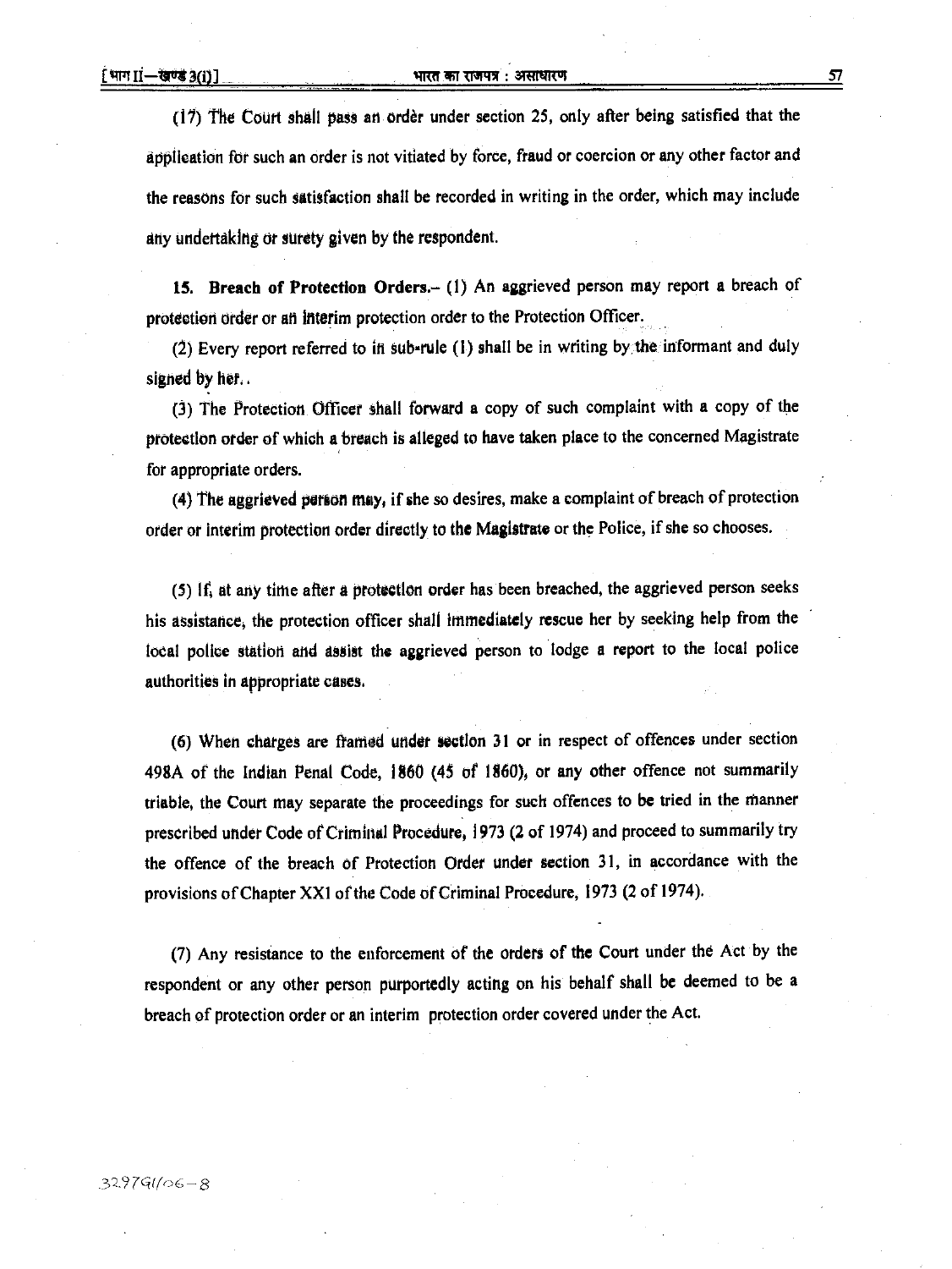(17) The Court shall pass an order under section 25, only after being satisfied that the application for such an order is not vitiated by force, fraud or coercion or any other factor and the reasons for such satisfaction shall be recorded in writing in the order, which may include any undertaking or surety given by the respondent.

**15. Breach of Protection Orders.**– (1) An aggrieved person may report a breach of protection order or an interim protection order to the Protection Officer.

(2) Every report referred to in sub-rule (1) shall be in writing by the informant and duly signed by her..

(3) The Protection Officer shall forward a copy of such complaint with a copy of the protection order of which a breach is alleged to have taken place to the concerned Magistrate for appropriate orders.

(4) The aggrieved person may, if she so desires, make a complaint of breach of protection order or interim protection order directly to the Magistrate or the Police, if she so chooses.

(5) If, at any time after a protection order has been breached, the aggrieved person seeks his assistance, the protection officer shall immediately rescue her by seeking help from the local police station and assist the aggrieved person to lodge a report to the local police authorities in appropriate cases.

(6) When charges are framed under section 31 or in respect of offences under section 498A of the Indian Penal Code, 1860 (45 of 1860), or any other offence not summarily triable, the Court may separate the proceedings for such offences to be tried in the manner prescribed under Code of Criminal Procedure, 1973 (2 of 1974) and proceed to summarily try the offence of the breach of Protection Order under section 31, in accordance with the provisions of Chapter XXI of the Code of Criminal Procedure, 1973 (2 of 1974).

(7) Any resistance to the enforcement of the orders of the Court under the Act by the respondent or any other person purportedly acting on his behalf shall be deemed to be a breach of protection order or an interim protection order covered under the Act.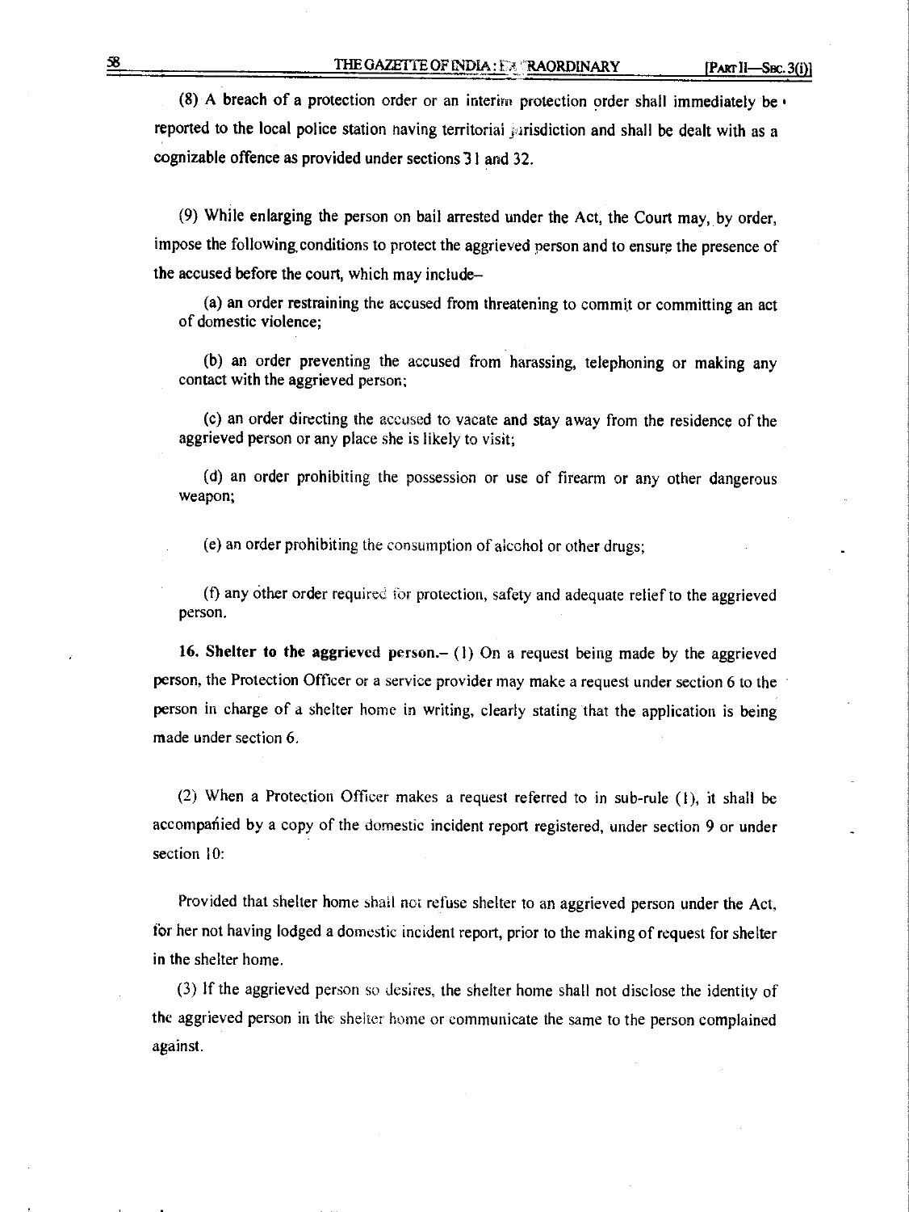(8) A breach of a protection order or an interim protection order shall immediately be reported to the local police station having territorial jurisdiction and shall be dealt with as a cognizable offence as provided under sections 31 and 32.

(9) While enlarging the person on bail arrested under the Act, the Court may, by order, impose the following conditions to protect the aggrieved person and to ensure the presence of the accused before the court, which may include–

(a) an order restraining the accused from threatening to commit or committing an act of domestic violence;

(b) an order preventing the accused from harassing, telephoning or making any contact with the aggrieved person;

(c) an order directing the accused to vacate and stay away from the residence of the aggrieved person or any place she is likely to visit;

(d) an order prohibiting the possession or use of firearm or any other dangerous weapon;

(e) an order prohibiting the consumption of alcohol or other drugs;

(f) any other order required for protection, safety and adequate relief to the aggrieved person.

**16. Shelter to the aggrieved person.**– (1) On a request being made by the aggrieved person, the Protection Officer or a service provider may make a request under section 6 to the person in charge of a shelter home in writing, clearly stating that the application is being made under section 6.

(2) When a Protection Officer makes a request referred to in sub-rule (1), it shall be accompanied by a copy of the domestic incident report registered, under section 9 or under section 10:

Provided that shelter home shall not refuse shelter to an aggrieved person under the Act, for her not having lodged a domestic incident report, prior to the making of request for shelter in the shelter home.

(3) If the aggrieved person so desires, the shelter home shall not disclose the identity of the aggrieved person in the shelter home or communicate the same to the person complained against.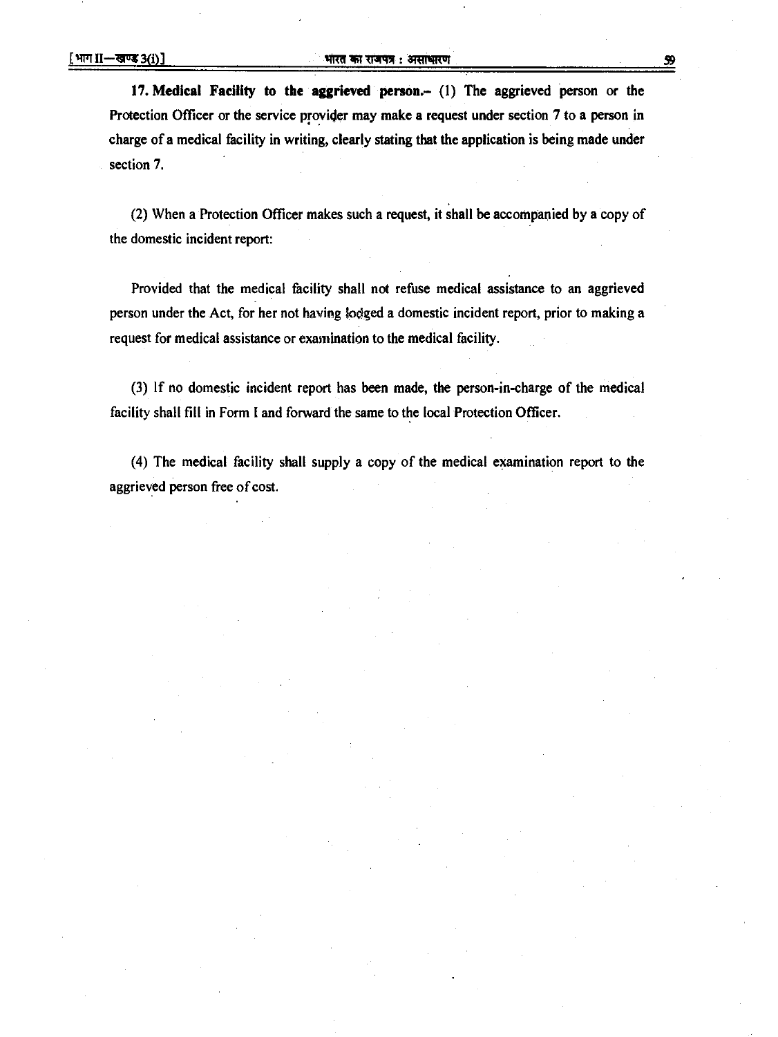**17. Medical Facility to the aggrieved person.**– (1) The aggrieved person or the Protection Officer or the service provider may make a request under section 7 to a person in charge of a medical facility in writing, clearly stating that the application is being made under section 7.

(2) When a Protection Officer makes such a request, it shall be accompanied by a copy of the domestic incident report:

Provided that the medical facility shall not refuse medical assistance to an aggrieved person under the Act, for her not having lodged a domestic incident report, prior to making a request for medical assistance or examination to the medical facility.

(3) If no domestic incident report has been made, the person-in-charge of the medical facility shall fill in Form I and forward the same to the local Protection Officer.

(4) The medical facility shall supply a copy of the medical examination report to the aggrieved person free of cost.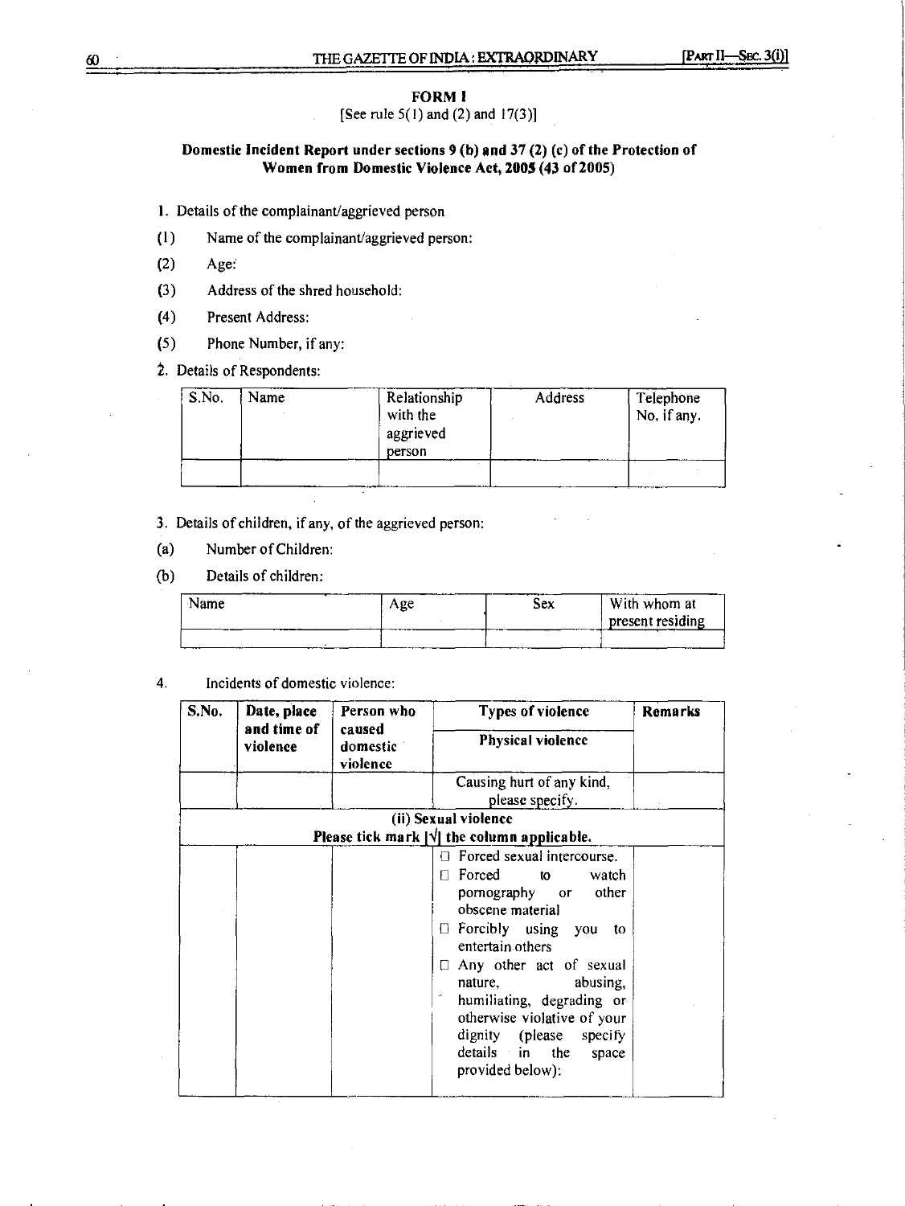**FORM I**

[See rule 5(1) and (2) and 17(3)]

**Domestic Incident Report under sections 9 (b) and 37 (2) (c) of the Protection of Women from Domestic Violence Act, 2005 (43 of 2005)**

1. Details of the complainant/aggrieved person

(1) Name of the complainant/aggrieved person:

(2) Age:

(3) Address of the shred household:

(4) Present Address:

(5) Phone Number, if any:

2. Details of Respondents:

| S.No. | Name | Relationship with the aggrieved person | Address | Telephone No, if any. |
|---|---|---|---|---|
| | | | | |

3. Details of children, if any, of the aggrieved person:

(a) Number of Children:

(b) Details of children:

| Name | Age | Sex | With whom at present residing |
|---|---|---|---|
| | | | |

4. Incidents of domestic violence:

| **S.No.** | **Date, place and time of violence** | **Person who caused domestic violence** | **Types of violence** | **Remarks** |
|---|---|---|---|---|
| | | | **Physical violence** | |
| | | | Causing hurt of any kind, please specify. | |
| **(ii) Sexual violence** Please tick mark [√] the column applicable. | | | | |
| | | | ☐ Forced sexual intercourse.<br>☐ Forced to watch pornography or other obscene material<br>☐ Forcibly using you to entertain others<br>☐ Any other act of sexual nature, abusing, humiliating, degrading or otherwise violative of your dignity (please specify details in the space provided below): | |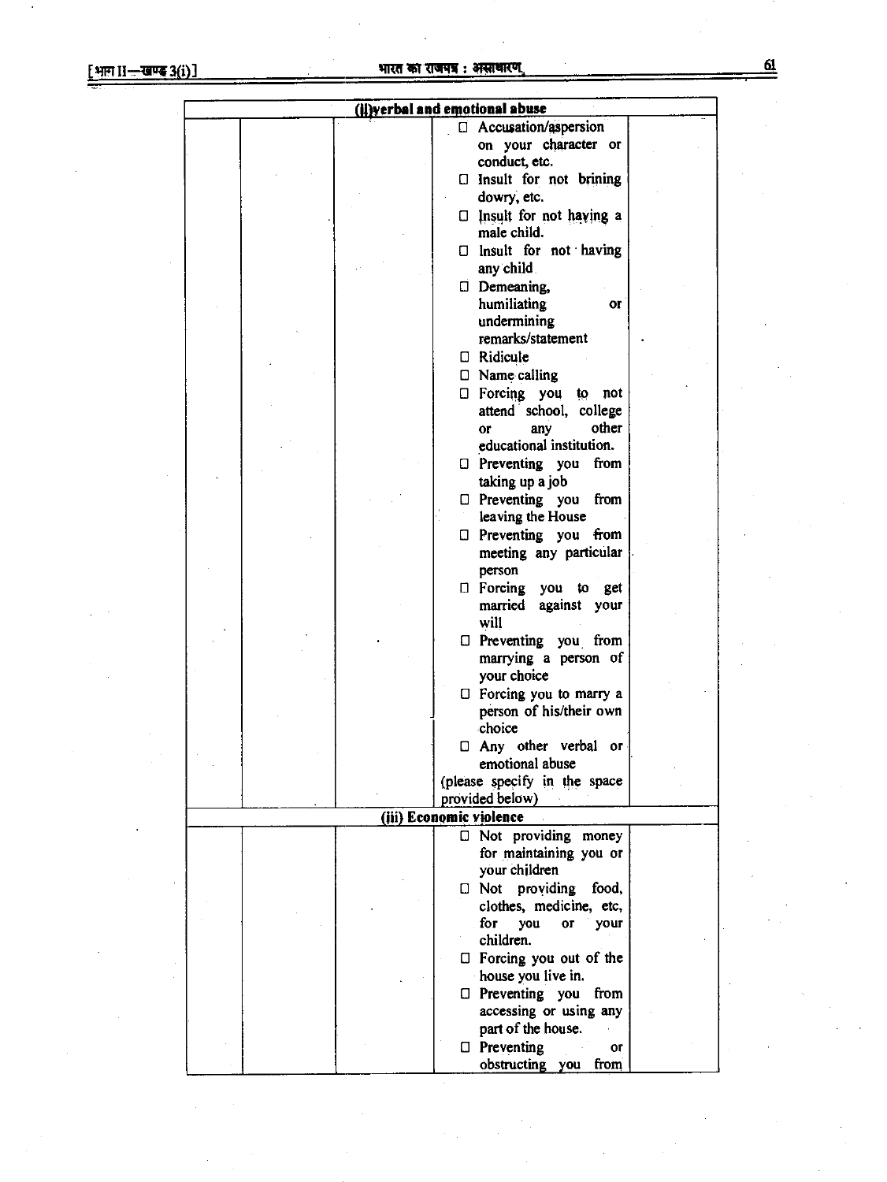| | | | | |
|---|---|---|---|---|
| **(ii) verbal and emotional abuse** | | | | |
| | | | ☐ Accusation/aspersion on your character or conduct, etc.<br>☐ Insult for not brining dowry, etc.<br>☐ Insult for not having a male child.<br>☐ Insult for not having any child<br>☐ Demeaning, humiliating or undermining remarks/statement<br>☐ Ridicule<br>☐ Name calling<br>☐ Forcing you to not attend school, college or any other educational institution.<br>☐ Preventing you from taking up a job<br>☐ Preventing you from leaving the House<br>☐ Preventing you from meeting any particular person<br>☐ Forcing you to get married against your will<br>☐ Preventing you from marrying a person of your choice<br>☐ Forcing you to marry a person of his/their own choice<br>☐ Any other verbal or emotional abuse<br>(please specify in the space provided below) | |
| **(iii) Economic violence** | | | | |
| | | | ☐ Not providing money for maintaining you or your children<br>☐ Not providing food, clothes, medicine, etc, for you or your children.<br>☐ Forcing you out of the house you live in.<br>☐ Preventing you from accessing or using any part of the house.<br>☐ Preventing or obstructing you from | |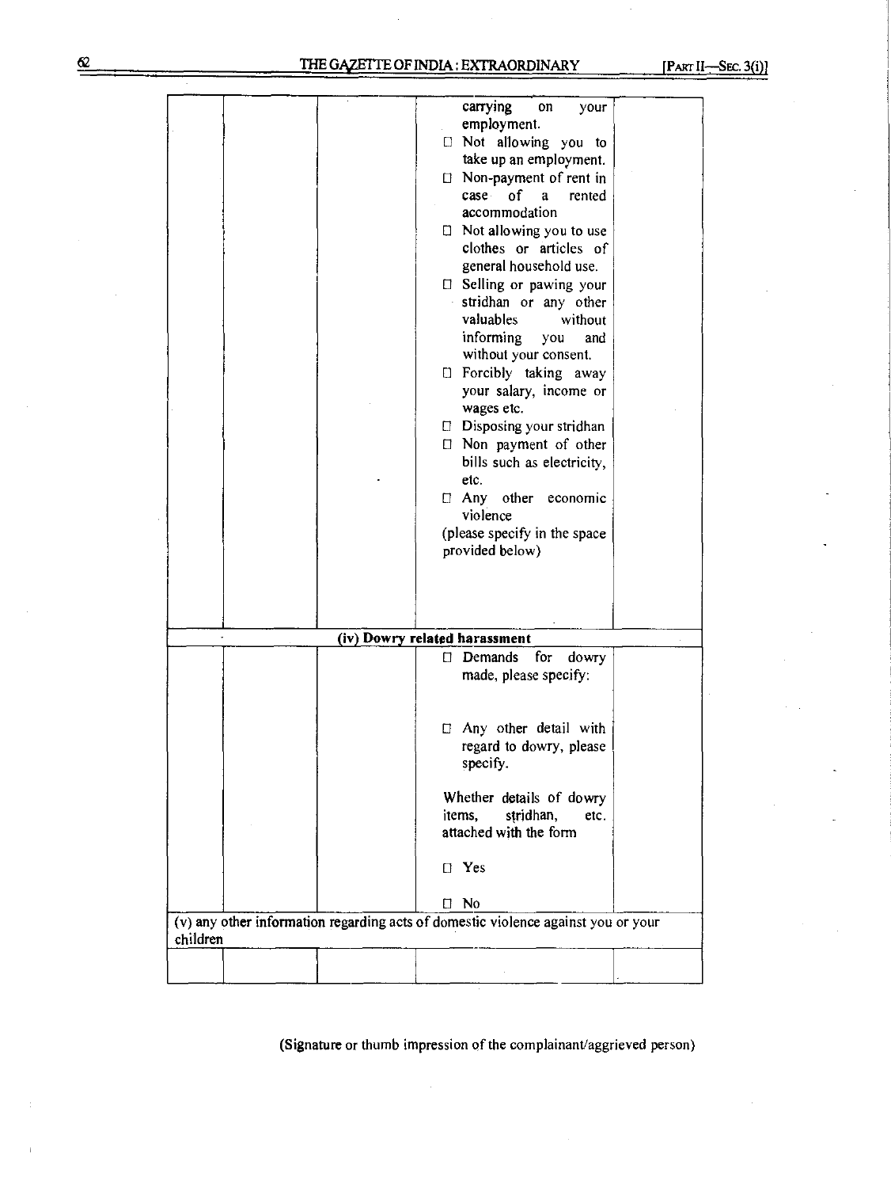| | | | | |
|---|---|---|---|---|
| | | | carrying on your employment.<br>☐ Not allowing you to take up an employment.<br>☐ Non-payment of rent in case of a rented accommodation<br>☐ Not allowing you to use clothes or articles of general household use.<br>☐ Selling or pawing your stridhan or any other valuables without informing you and without your consent.<br>☐ Forcibly taking away your salary, income or wages etc.<br>☐ Disposing your stridhan<br>☐ Non payment of other bills such as electricity, etc.<br>☐ Any other economic violence<br>(please specify in the space provided below) | |
| **(iv) Dowry related harassment** | | | | |
| | | | ☐ Demands for dowry made, please specify:<br><br>☐ Any other detail with regard to dowry, please specify.<br><br>Whether details of dowry items, stridhan, etc. attached with the form<br><br>☐ Yes<br><br>☐ No | |
| (v) any other information regarding acts of domestic violence against you or your children | | | | |
| | | | | |

(Signature or thumb impression of the complainant/aggrieved person)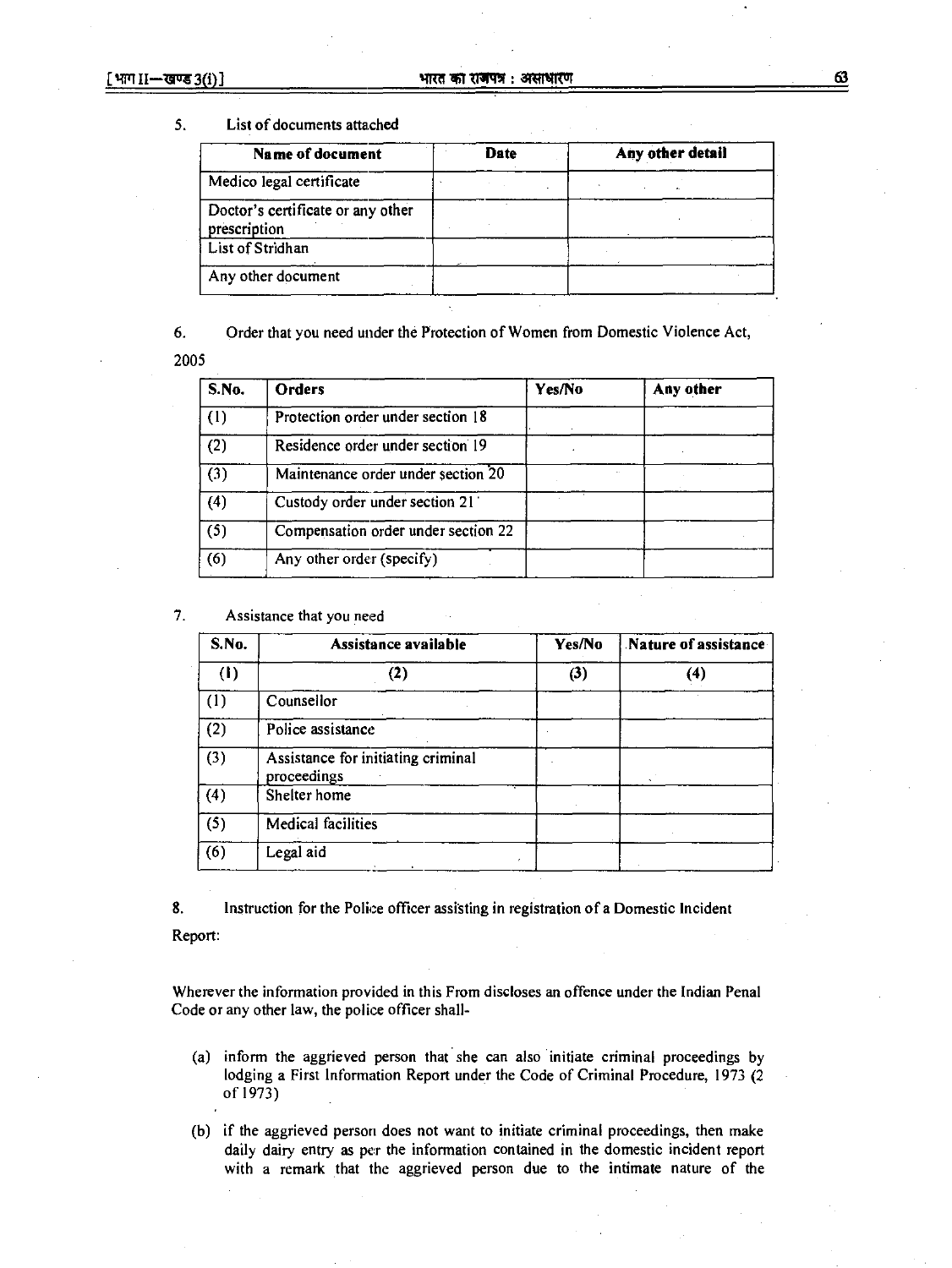5. List of documents attached

| Name of document | Date | Any other detail |
|---|---|---|
| Medico legal certificate | | |
| Doctor's certificate or any other prescription | | |
| List of Stridhan | | |
| Any other document | | |

6. Order that you need under the Protection of Women from Domestic Violence Act, 2005

| S.No. | Orders | Yes/No | Any other |
|---|---|---|---|
| (1) | Protection order under section 18 | | |
| (2) | Residence order under section 19 | | |
| (3) | Maintenance order under section 20 | | |
| (4) | Custody order under section 21 | | |
| (5) | Compensation order under section 22 | | |
| (6) | Any other order (specify) | | |

7. Assistance that you need

| S.No. | Assistance available | Yes/No | Nature of assistance |
|---|---|---|---|
| (1) | (2) | (3) | (4) |
| (1) | Counsellor | | |
| (2) | Police assistance | | |
| (3) | Assistance for initiating criminal proceedings | | |
| (4) | Shelter home | | |
| (5) | Medical facilities | | |
| (6) | Legal aid | | |

8. Instruction for the Police officer assisting in registration of a Domestic Incident Report:

Wherever the information provided in this From discloses an offence under the Indian Penal Code or any other law, the police officer shall-

(a) inform the aggrieved person that she can also initiate criminal proceedings by lodging a First Information Report under the Code of Criminal Procedure, 1973 (2 of 1973)

(b) if the aggrieved person does not want to initiate criminal proceedings, then make daily dairy entry as per the information contained in the domestic incident report with a remark that the aggrieved person due to the intimate nature of the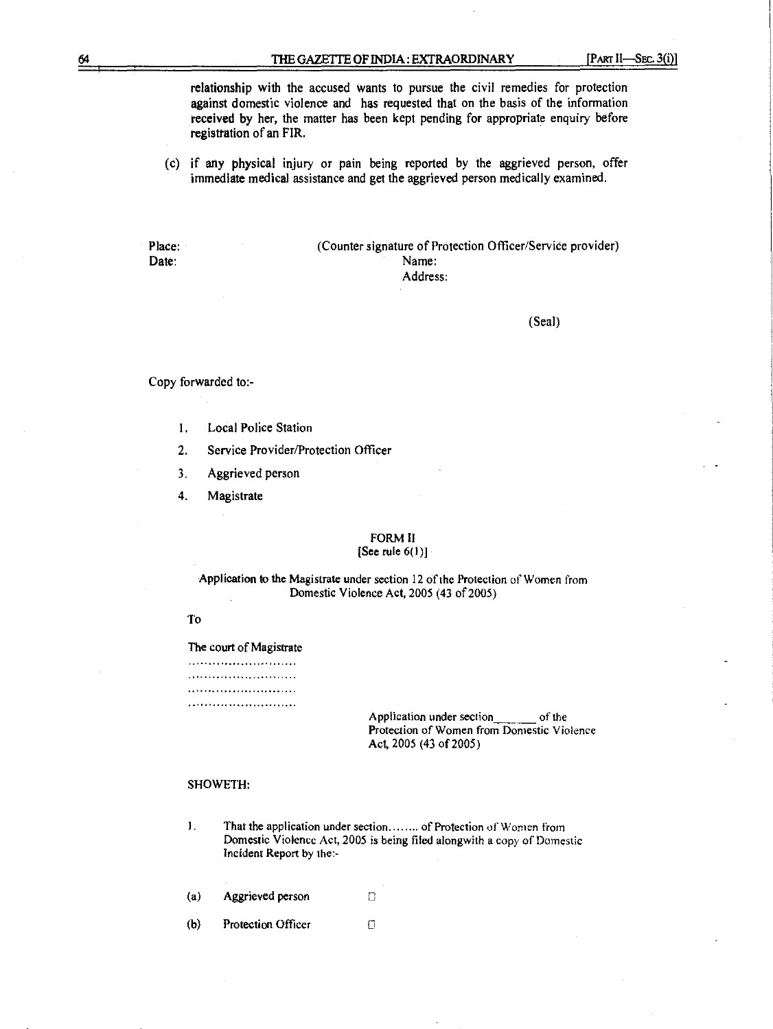relationship with the accused wants to pursue the civil remedies for protection against domestic violence and has requested that on the basis of the information received by her, the matter has been kept pending for appropriate enquiry before registration of an FIR.

(c) if any physical injury or pain being reported by the aggrieved person, offer immediate medical assistance and get the aggrieved person medically examined.

Place:
Date:

(Counter signature of Protection Officer/Service provider)
Name:
Address:

(Seal)

Copy forwarded to:-

1. Local Police Station
2. Service Provider/Protection Officer
3. Aggrieved person
4. Magistrate

## FORM II
[See rule 6(1)]

Application to the Magistrate under section 12 of the Protection of Women from Domestic Violence Act, 2005 (43 of 2005)

To

The court of Magistrate
..........................
..........................
..........................
..........................

Application under section_______ of the Protection of Women from Domestic Violence Act, 2005 (43 of 2005)

SHOWETH:

1. That the application under section........ of Protection of Women from Domestic Violence Act, 2005 is being filed alongwith a copy of Domestic Incident Report by the:-

(a) Aggrieved person ☐

(b) Protection Officer ☐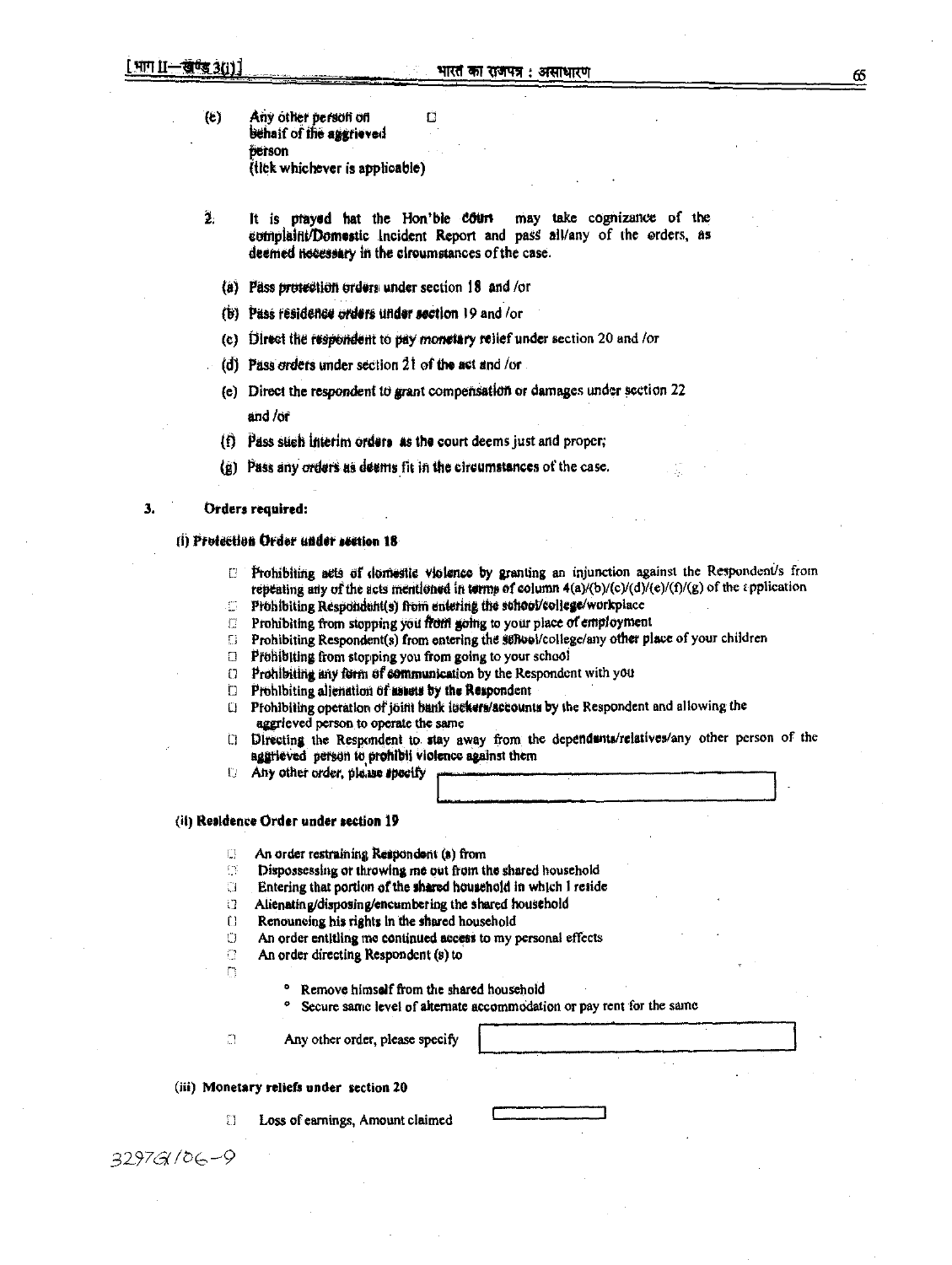(e) Any other person on behalf of the aggrieved person ☐
(tick whichever is applicable)

2. It is prayed hat the Hon'ble court may take cognizance of the complaint/Domestic Incident Report and pass all/any of the orders, as deemed necessary in the circumstances of the case.

(a) Pass protection orders under section 18 and /or

(b) Pass residence orders under section 19 and /or

(c) Direct the respondent to pay monetary relief under section 20 and /or

(d) Pass orders under section 21 of the act and /or

(e) Direct the respondent to grant compensation or damages under section 22 and /or

(f) Pass such interim orders as the court deems just and proper;

(g) Pass any orders as deems fit in the circumstances of the case.

3. **Orders required:**

**(i) Protection Order under section 18**

- ☐ Prohibiting acts of domestic violence by granting an injunction against the Respondent/s from repeating any of the acts mentioned in terms of column 4(a)/(b)/(c)/(d)/(e)/(f)/(g) of the application
- ☐ Prohibiting Respondent(s) from entering the school/college/workplace
- ☐ Prohibiting from stopping you from going to your place of employment
- ☐ Prohibiting Respondent(s) from entering the school/college/any other place of your children
- ☐ Prohibiting from stopping you from going to your school
- ☐ Prohibiting any form of communication by the Respondent with you
- ☐ Prohibiting alienation of assets by the Respondent
- ☐ Prohibiting operation of joint bank lockers/accounts by the Respondent and allowing the aggrieved person to operate the same
- ☐ Directing the Respondent to stay away from the dependants/relatives/any other person of the aggrieved person to prohibit violence against them
- ☐ Any other order, please specify ________

**(ii) Residence Order under section 19**

- ☐ An order restraining Respondent (s) from
- ☐ Dispossessing or throwing me out from the shared household
- ☐ Entering that portion of the shared household in which I reside
- ☐ Alienating/disposing/encumbering the shared household
- ☐ Renouncing his rights in the shared household
- ☐ An order entitling me continued access to my personal effects
- ☐ An order directing Respondent (s) to
- ☐
  - Remove himself from the shared household
  - Secure same level of alternate accommodation or pay rent for the same
- ☐ Any other order, please specify ________

**(iii) Monetary reliefs under section 20**

- ☐ Loss of earnings, Amount claimed ________

3297GI/06-9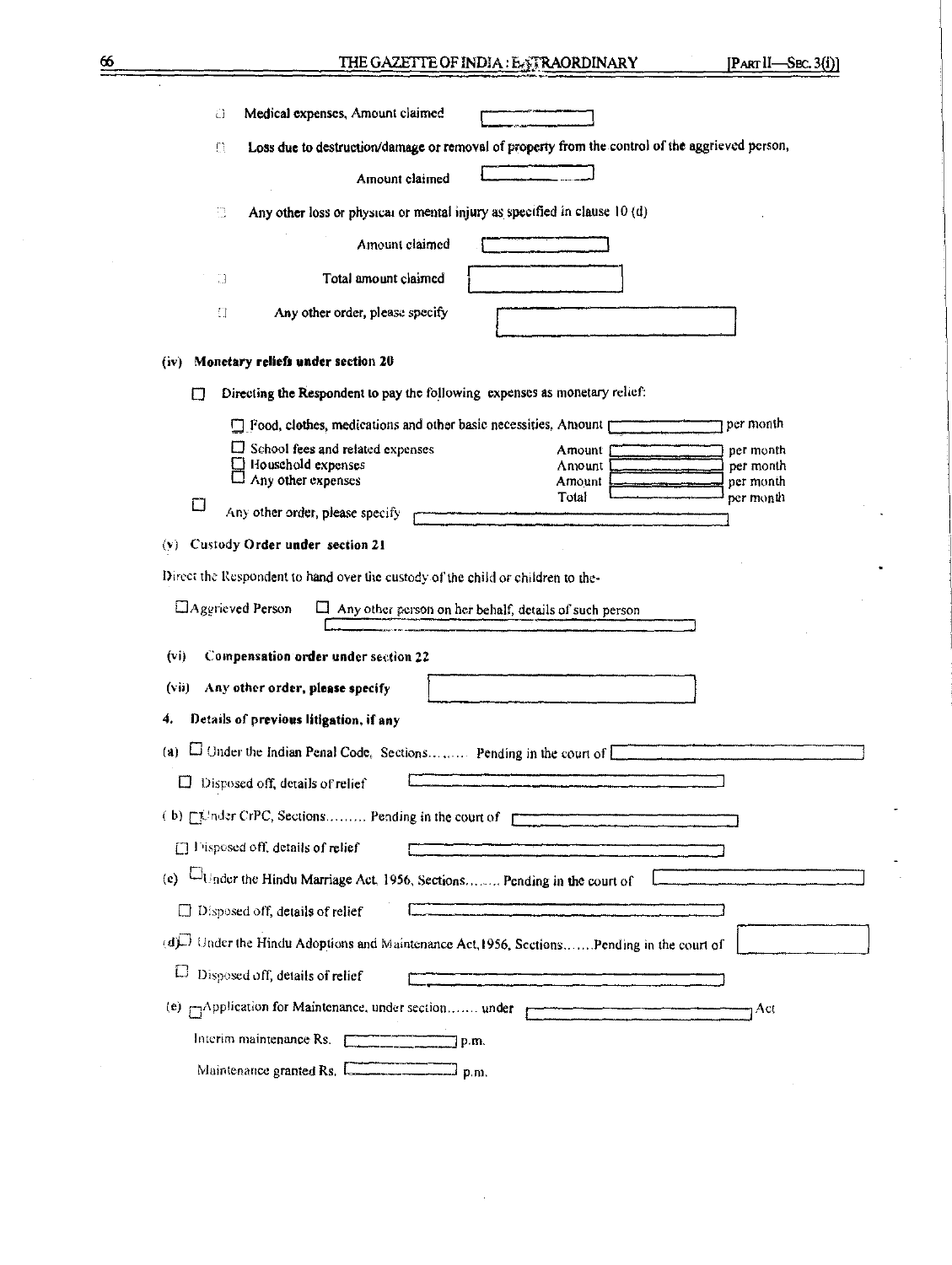- ☐ Medical expenses, Amount claimed ______

- ☐ Loss due to destruction/damage or removal of property from the control of the aggrieved person,

  Amount claimed ______

- ☐ Any other loss or physical or mental injury as specified in clause 10 (d)

  Amount claimed ______

- ☐ Total amount claimed ______

- ☐ Any other order, please specify ______

**(iv) Monetary reliefs under section 20**

☐ Directing the Respondent to pay the following expenses as monetary relief:

- ☐ Food, clothes, medications and other basic necessities, Amount ______ per month
- ☐ School fees and related expenses Amount ______ per month
- ☐ Household expenses Amount ______ per month
- ☐ Any other expenses Amount ______ per month

  Total ______ per month

☐ Any other order, please specify ______

**(v) Custody Order under section 21**

Direct the Respondent to hand over the custody of the child or children to the-

☐ Aggrieved Person ☐ Any other person on her behalf, details of such person ______

**(vi) Compensation order under section 22**

**(vii) Any other order, please specify** ______

**4. Details of previous litigation, if any**

(a) ☐ Under the Indian Penal Code, Sections......... Pending in the court of ______

☐ Disposed off, details of relief ______

(b) ☐ Under CrPC, Sections......... Pending in the court of ______

☐ Disposed off, details of relief ______

(c) ☐ Under the Hindu Marriage Act. 1956, Sections........ Pending in the court of ______

☐ Disposed off, details of relief ______

(d) ☐ Under the Hindu Adoptions and Maintenance Act,1956, Sections.......Pending in the court of ______

☐ Disposed off, details of relief ______

(e) ☐ Application for Maintenance, under section....... under ______ Act

Interim maintenance Rs. ______ p.m.

Maintenance granted Rs. ______ p.m.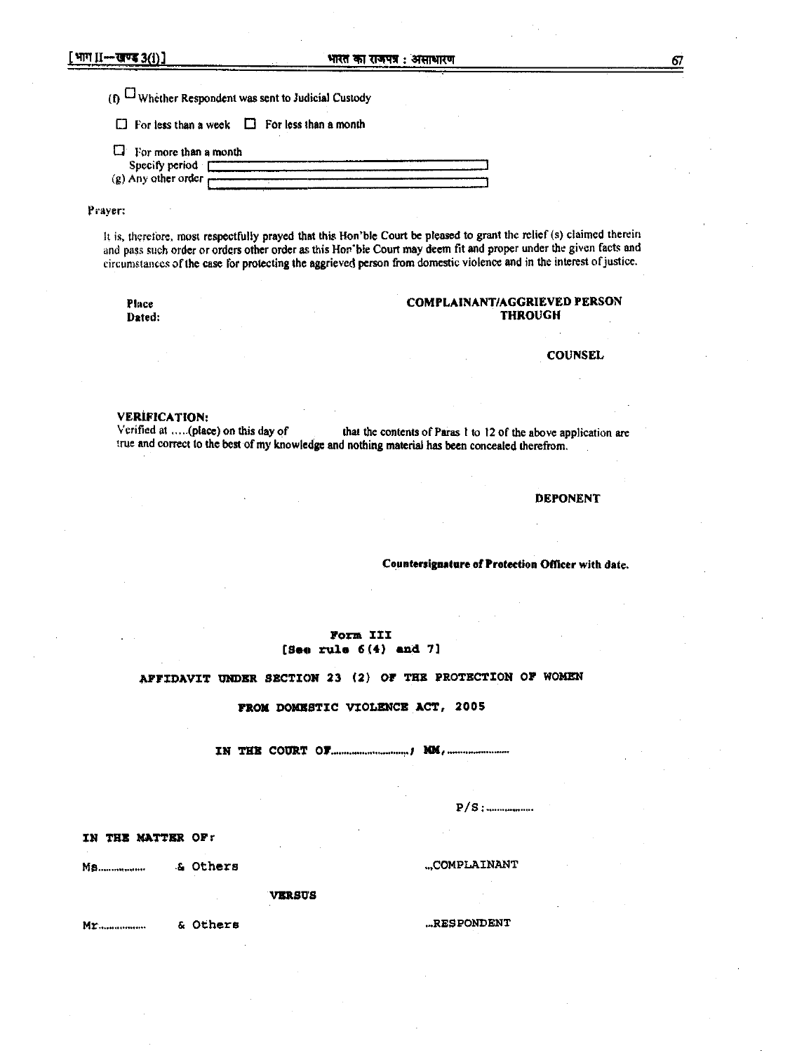(f) ☐ Whether Respondent was sent to Judicial Custody

☐ For less than a week ☐ For less than a month

☐ For more than a month
Specify period [ ]
(g) Any other order [ ]

Prayer:

It is, therefore, most respectfully prayed that this Hon'ble Court be pleased to grant the relief (s) claimed therein and pass such order or orders other order as this Hon'ble Court may deem fit and proper under the given facts and circumstances of the case for protecting the aggrieved person from domestic violence and in the interest of justice.

**Place**
**Dated:**

**COMPLAINANT/AGGRIEVED PERSON**
**THROUGH**

**COUNSEL**

**VERIFICATION:**
Verified at .....(place) on this day of that the contents of Paras 1 to 12 of the above application are true and correct to the best of my knowledge and nothing material has been concealed therefrom.

**DEPONENT**

**Countersignature of Protection Officer with date.**

## Form III
**[See rule 6(4) and 7]**

**AFFIDAVIT UNDER SECTION 23 (2) OF THE PROTECTION OF WOMEN FROM DOMESTIC VIOLENCE ACT, 2005**

**IN THE COURT OF..............................., MM, .........................**

P/S:..................

**IN THE MATTER OF:**

Ms.................. & Others ...COMPLAINANT

**VERSUS**

Mr.................. & Others ...RESPONDENT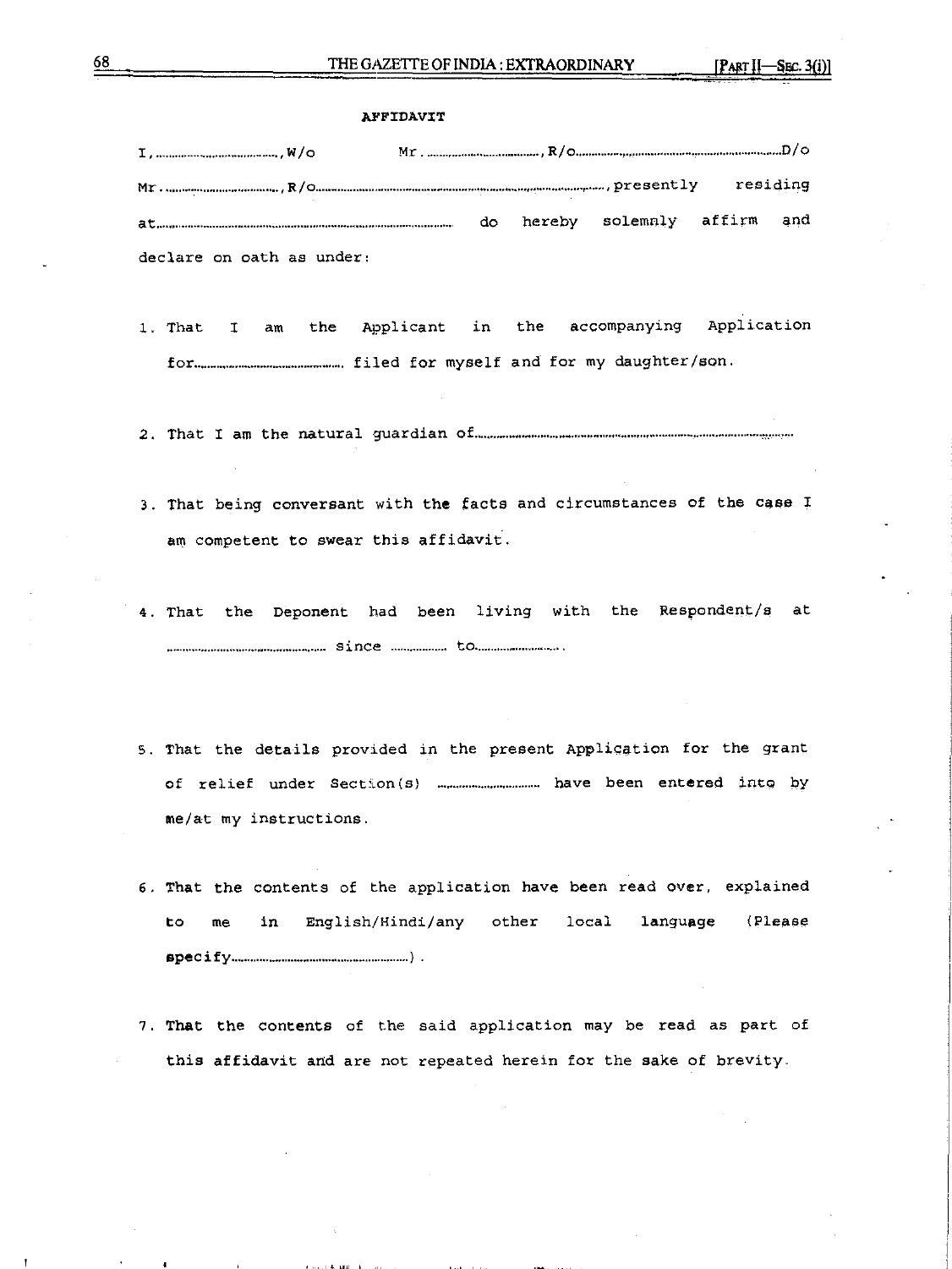**AFFIDAVIT**

I,..............................., W/o Mr. ..............................., R/o.............................................................D/o Mr. ..............................., R/o......................................................................................, presently residing at...................................................................................... do hereby solemnly affirm and declare on oath as under:

1. That I am the Applicant in the accompanying Application for.............................................. filed for myself and for my daughter/son.

2. That I am the natural guardian of..........................................................................................................

3. That being conversant with the facts and circumstances of the case I am competent to swear this affidavit.

4. That the Deponent had been living with the Respondent/s at .............................................. since .................. to.........................

5. That the details provided in the present Application for the grant of relief under Section(s) ............................... have been entered into by me/at my instructions.

6. That the contents of the application have been read over, explained to me in English/Hindi/any other local language (Please specify.........................................................).

7. That the contents of the said application may be read as part of this affidavit and are not repeated herein for the sake of brevity.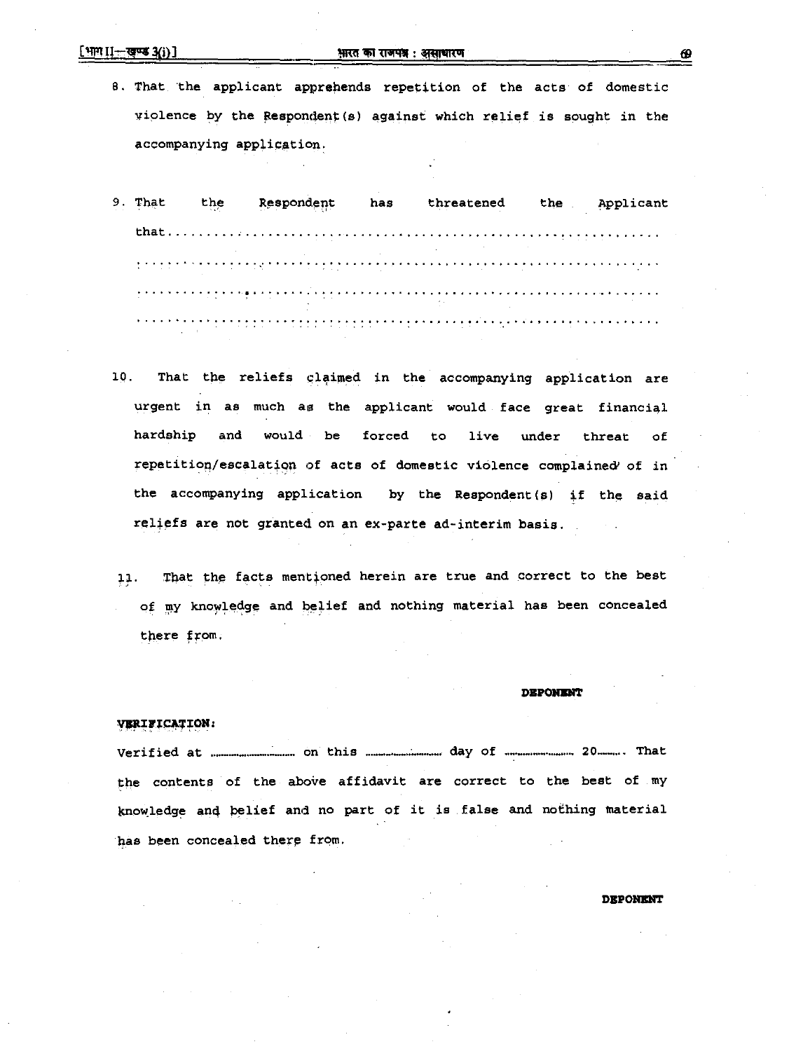8. That the applicant apprehends repetition of the acts of domestic violence by the Respondent(s) against which relief is sought in the accompanying application.

9. That the Respondent has threatened the Applicant that.............................................................................
.............................................................................
.............................................................................
.............................................................................

10. That the reliefs claimed in the accompanying application are urgent in as much as the applicant would face great financial hardship and would be forced to live under threat of repetition/escalation of acts of domestic violence complained of in the accompanying application by the Respondent(s) if the said reliefs are not granted on an ex-parte ad-interim basis.

11. That the facts mentioned herein are true and correct to the best of my knowledge and belief and nothing material has been concealed there from.

**DEPONENT**

**VERIFICATION:**

Verified at .................... on this .................... day of .................... 20........ That the contents of the above affidavit are correct to the best of my knowledge and belief and no part of it is false and nothing material has been concealed there from.

**DEPONENT**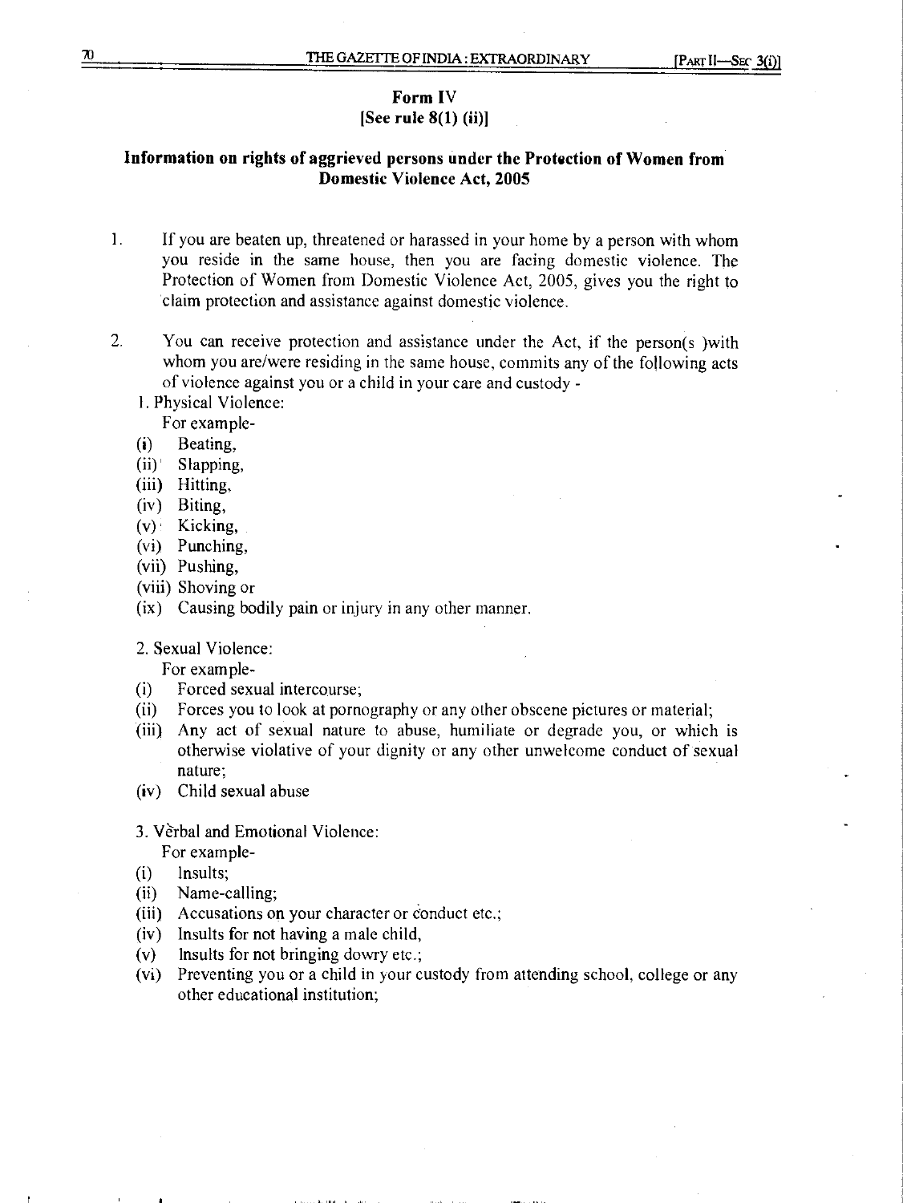**Form IV**
**[See rule 8(1) (ii)]**

**Information on rights of aggrieved persons under the Protection of Women from Domestic Violence Act, 2005**

1. If you are beaten up, threatened or harassed in your home by a person with whom you reside in the same house, then you are facing domestic violence. The Protection of Women from Domestic Violence Act, 2005, gives you the right to claim protection and assistance against domestic violence.

2. You can receive protection and assistance under the Act, if the person(s )with whom you are/were residing in the same house, commits any of the following acts of violence against you or a child in your care and custody -

   1. Physical Violence:

      For example-

      (i) Beating,
      (ii) Slapping,
      (iii) Hitting,
      (iv) Biting,
      (v) Kicking,
      (vi) Punching,
      (vii) Pushing,
      (viii) Shoving or
      (ix) Causing bodily pain or injury in any other manner.

   2. Sexual Violence:

      For example-

      (i) Forced sexual intercourse;
      (ii) Forces you to look at pornography or any other obscene pictures or material;
      (iii) Any act of sexual nature to abuse, humiliate or degrade you, or which is otherwise violative of your dignity or any other unwelcome conduct of sexual nature;
      (iv) Child sexual abuse

   3. Verbal and Emotional Violence:

      For example-

      (i) Insults;
      (ii) Name-calling;
      (iii) Accusations on your character or conduct etc.;
      (iv) Insults for not having a male child,
      (v) Insults for not bringing dowry etc.;
      (vi) Preventing you or a child in your custody from attending school, college or any other educational institution;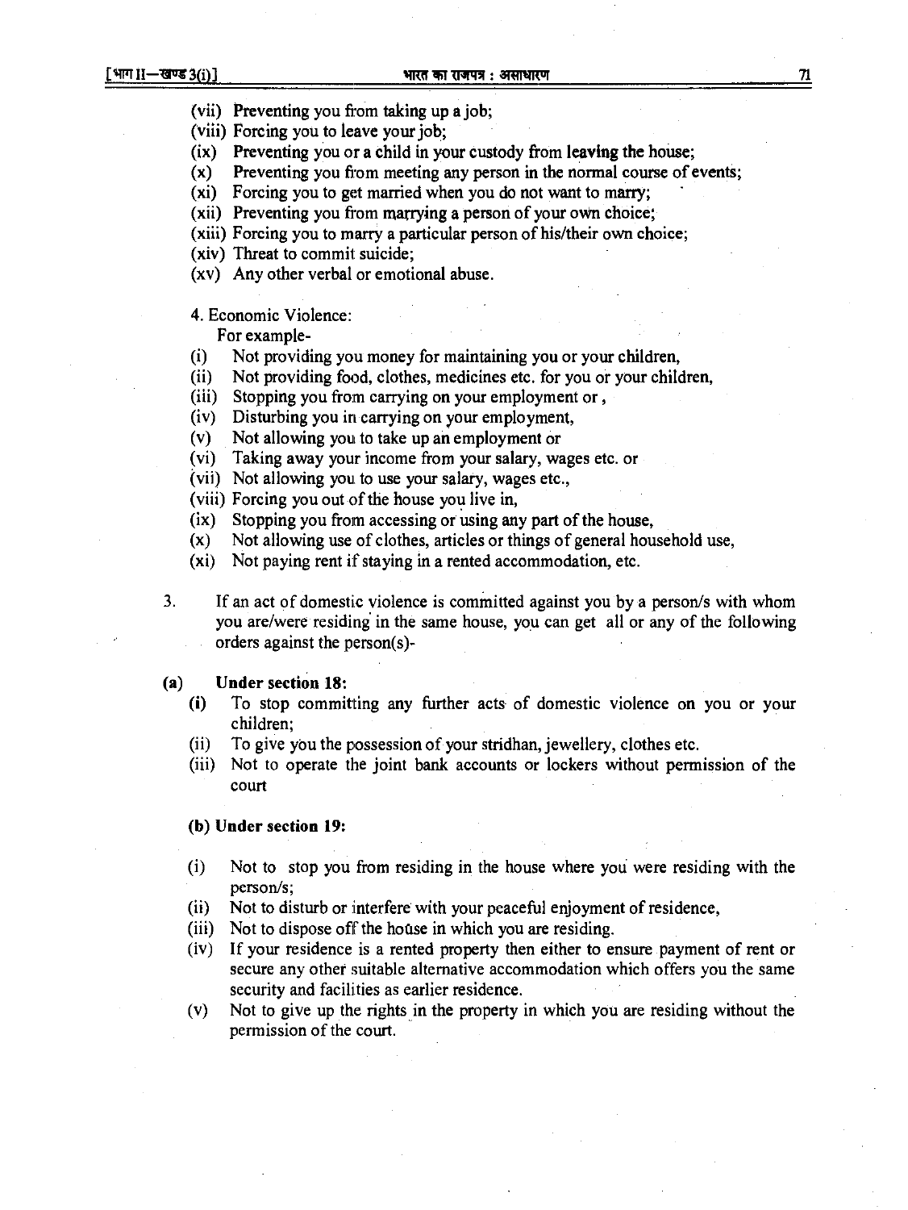(vii) Preventing you from taking up a job;

(viii) Forcing you to leave your job;

(ix) Preventing you or a child in your custody from **leaving the** house;

(x) Preventing you from meeting any person in the normal course of events;

(xi) Forcing you to get married when you do not want to marry;

(xii) Preventing you from marrying a person of your own choice;

(xiii) Forcing you to marry a particular person of his/their own choice;

(xiv) Threat to commit suicide;

(xv) Any other verbal or emotional abuse.

4. Economic Violence:

For example-

(i) Not providing you money for maintaining you or your children,

(ii) Not providing food, clothes, medicines etc. for you or your children,

(iii) Stopping you from carrying on your employment or ,

(iv) Disturbing you in carrying on your employment,

(v) Not allowing you to take up an employment or

(vi) Taking away your income from your salary, wages etc. or

(vii) Not allowing you to use your salary, wages etc.,

(viii) Forcing you out of the house you live in,

(ix) Stopping you from accessing or using any part of the house,

(x) Not allowing use of clothes, articles or things of general household use,

(xi) Not paying rent if staying in a rented accommodation, etc.

3. If an act of domestic violence is committed against you by a person/s with whom you are/were residing in the same house, you can get all or any of the following orders against the person(s)-

**(a) Under section 18:**

(i) To stop committing any further acts of domestic violence on you or your children;

(ii) To give you the possession of your stridhan, jewellery, clothes etc.

(iii) Not to operate the joint bank accounts or lockers without permission of the court

**(b) Under section 19:**

(i) Not to stop you from residing in the house where you were residing with the person/s;

(ii) Not to disturb or interfere with your peaceful enjoyment of residence,

(iii) Not to dispose off the house in which you are residing.

(iv) If your residence is a rented property then either to ensure payment of rent or secure any other suitable alternative accommodation which offers you the same security and facilities as earlier residence.

(v) Not to give up the rights in the property in which you are residing without the permission of the court.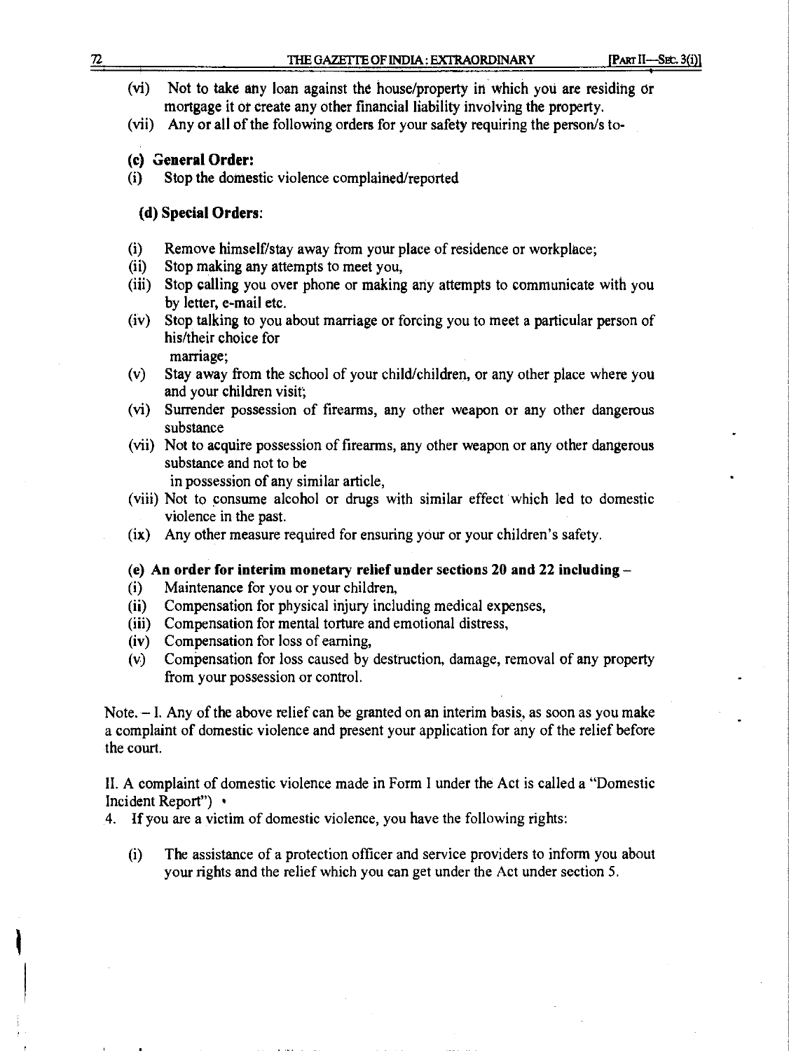(vi) Not to take any loan against the house/property in which you are residing or mortgage it or create any other financial liability involving the property.

(vii) Any or all of the following orders for your safety requiring the person/s to-

**(c) General Order:**

(i) Stop the domestic violence complained/reported

**(d) Special Orders:**

(i) Remove himself/stay away from your place of residence or workplace;

(ii) Stop making any attempts to meet you,

(iii) Stop calling you over phone or making any attempts to communicate with you by letter, e-mail etc.

(iv) Stop talking to you about marriage or forcing you to meet a particular person of his/their choice for marriage;

(v) Stay away from the school of your child/children, or any other place where you and your children visit;

(vi) Surrender possession of firearms, any other weapon or any other dangerous substance

(vii) Not to acquire possession of firearms, any other weapon or any other dangerous substance and not to be in possession of any similar article,

(viii) Not to consume alcohol or drugs with similar effect which led to domestic violence in the past.

(ix) Any other measure required for ensuring your or your children's safety.

**(e) An order for interim monetary relief under sections 20 and 22 including –**

(i) Maintenance for you or your children,

(ii) Compensation for physical injury including medical expenses,

(iii) Compensation for mental torture and emotional distress,

(iv) Compensation for loss of earning,

(v) Compensation for loss caused by destruction, damage, removal of any property from your possession or control.

Note. – I. Any of the above relief can be granted on an interim basis, as soon as you make a complaint of domestic violence and present your application for any of the relief before the court.

II. A complaint of domestic violence made in Form I under the Act is called a "Domestic Incident Report")

4. If you are a victim of domestic violence, you have the following rights:

(i) The assistance of a protection officer and service providers to inform you about your rights and the relief which you can get under the Act under section 5.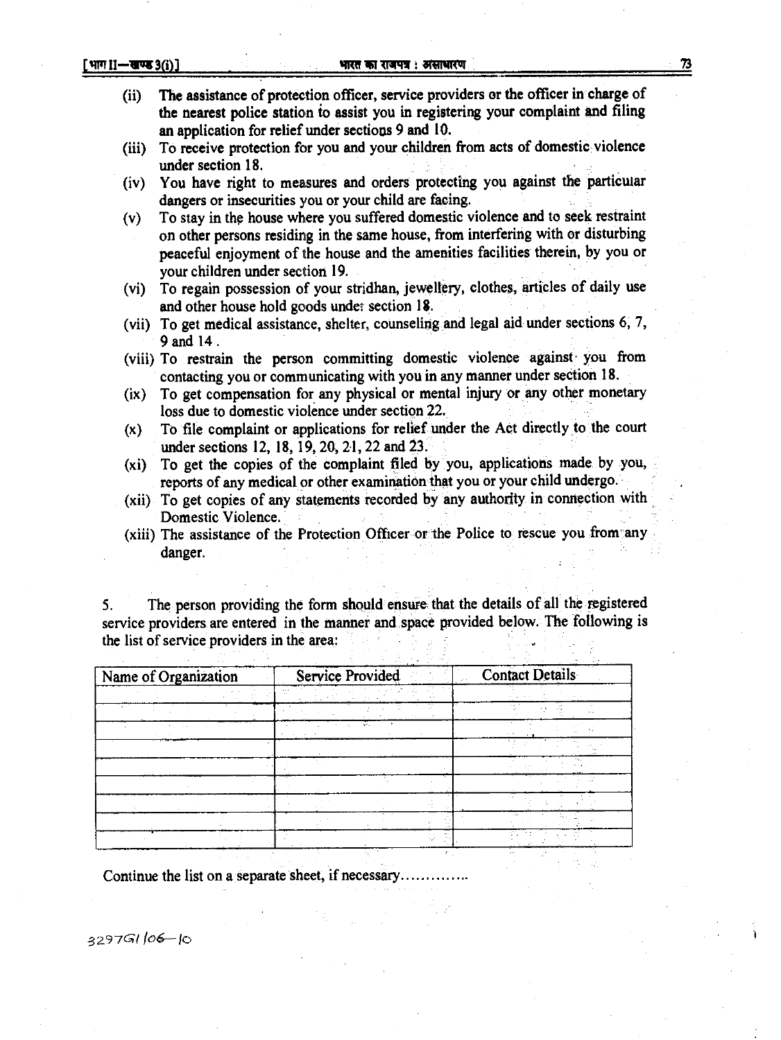(ii) The assistance of protection officer, service providers or the officer in charge of the nearest police station to assist you in registering your complaint and filing an application for relief under sections 9 and 10.

(iii) To receive protection for you and your children from acts of domestic violence under section 18.

(iv) You have right to measures and orders protecting you against the particular dangers or insecurities you or your child are facing.

(v) To stay in the house where you suffered domestic violence and to seek restraint on other persons residing in the same house, from interfering with or disturbing peaceful enjoyment of the house and the amenities facilities therein, by you or your children under section 19.

(vi) To regain possession of your stridhan, jewellery, clothes, articles of daily use and other house hold goods under section 18.

(vii) To get medical assistance, shelter, counseling and legal aid under sections 6, 7, 9 and 14.

(viii) To restrain the person committing domestic violence against you from contacting you or communicating with you in any manner under section 18.

(ix) To get compensation for any physical or mental injury or any other monetary loss due to domestic violence under section 22.

(x) To file complaint or applications for relief under the Act directly to the court under sections 12, 18, 19, 20, 21, 22 and 23.

(xi) To get the copies of the complaint filed by you, applications made by you, reports of any medical or other examination that you or your child undergo.

(xii) To get copies of any statements recorded by any authority in connection with Domestic Violence.

(xiii) The assistance of the Protection Officer or the Police to rescue you from any danger.

5. The person providing the form should ensure that the details of all the registered service providers are entered in the manner and space provided below. The following is the list of service providers in the area:

| Name of Organization | Service Provided | Contact Details |
|---|---|---|
| | | |
| | | |
| | | |
| | | |
| | | |
| | | |
| | | |
| | | |
| | | |

Continue the list on a separate sheet, if necessary.............

3297GI/06—10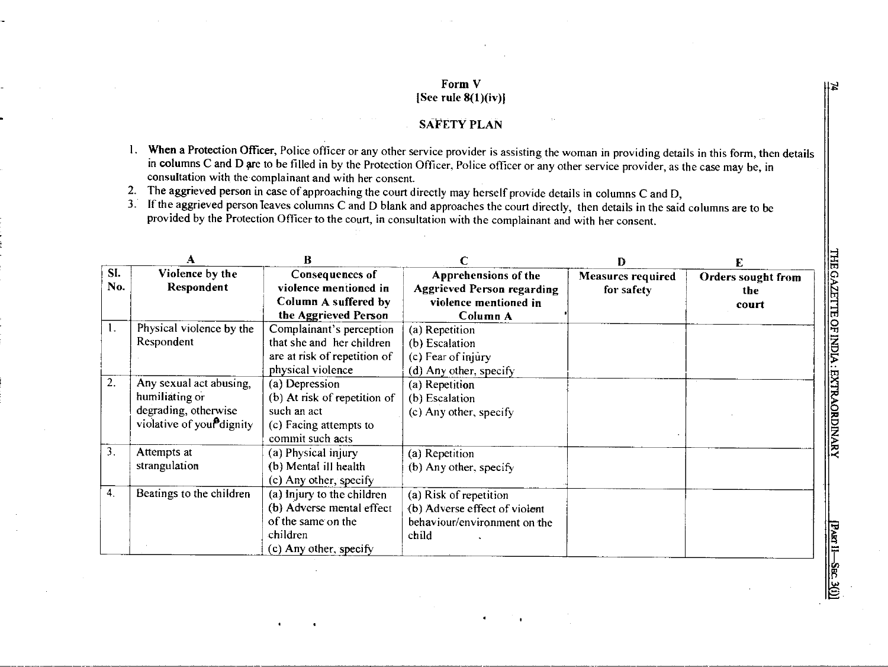**Form V**
**[See rule 8(1)(iv)]**

**SAFETY PLAN**

1. **When a Protection Officer,** Police officer or any other service provider is assisting the woman in providing details in this form, then details in columns C and D are to be filled in by the Protection Officer, Police officer or any other service provider, as the case may be, in consultation with the complainant and with her consent.
2. The aggrieved person in case of approaching the court directly may herself provide details in columns C and D,
3. If the aggrieved person leaves columns C and D blank and approaches the court directly, then details in the said columns are to be provided by the Protection Officer to the court, in consultation with the complainant and with her consent.

| | A | B | C | D | E |
|---|---|---|---|---|---|
| **Sl. No.** | **Violence by the Respondent** | **Consequences of violence mentioned in Column A suffered by the Aggrieved Person** | **Apprehensions of the Aggrieved Person regarding violence mentioned in Column A** | **Measures required for safety** | **Orders sought from the court** |
| 1. | Physical violence by the Respondent | Complainant's perception that she and her children are at risk of repetition of physical violence | (a) Repetition<br>(b) Escalation<br>(c) Fear of injury<br>(d) Any other, specify | | |
| 2. | Any sexual act abusing, humiliating or degrading, otherwise violative of your dignity | (a) Depression<br>(b) At risk of repetition of such an act<br>(c) Facing attempts to commit such acts | (a) Repetition<br>(b) Escalation<br>(c) Any other, specify | | |
| 3. | Attempts at strangulation | (a) Physical injury<br>(b) Mental ill health<br>(c) Any other, specify | (a) Repetition<br>(b) Any other, specify | | |
| 4. | Beatings to the children | (a) Injury to the children<br>(b) Adverse mental effect of the same on the children<br>(c) Any other, specify | (a) Risk of repetition<br>(b) Adverse effect of violent behaviour/environment on the child | | |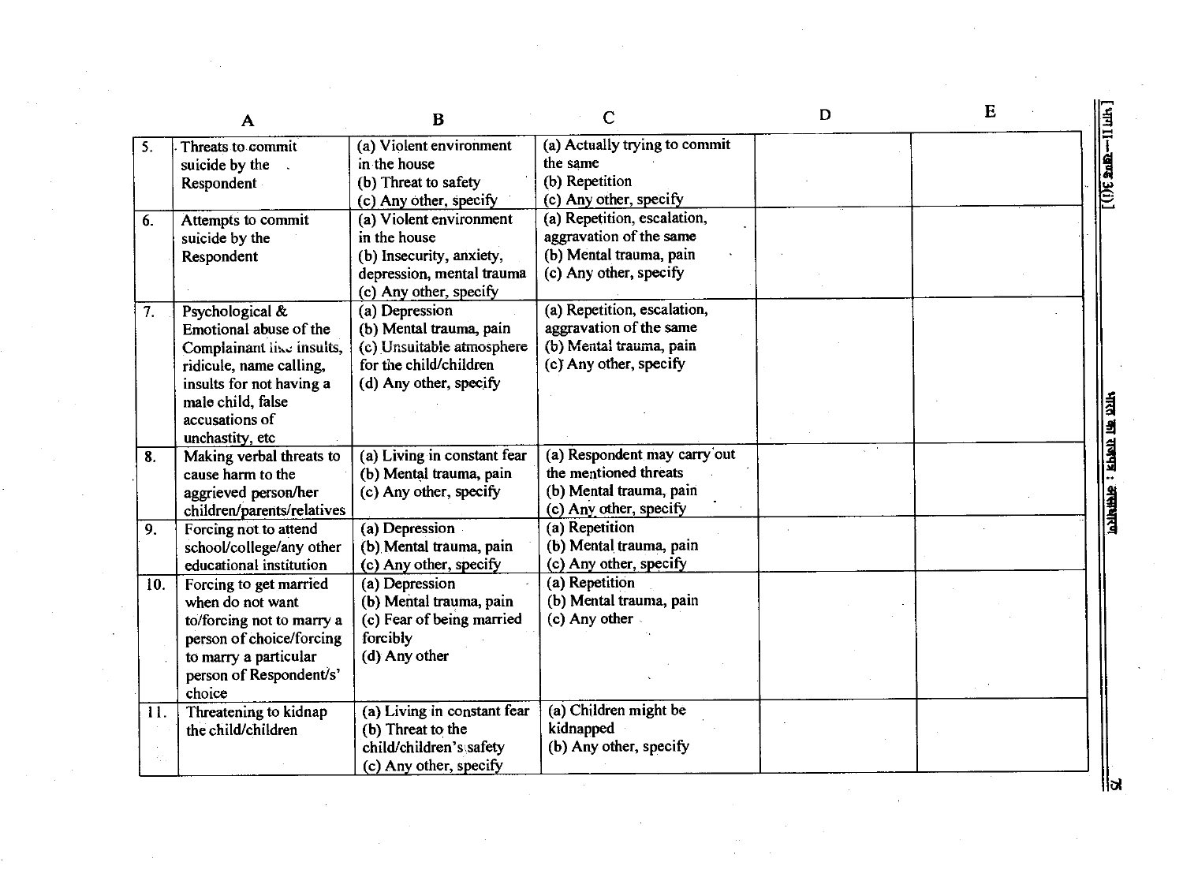| | A | B | C | D | E |
|---|---|---|---|---|---|
| 5. | Threats to commit suicide by the Respondent | (a) Violent environment in the house (b) Threat to safety (c) Any other, specify | (a) Actually trying to commit the same (b) Repetition (c) Any other, specify | | |
| 6. | Attempts to commit suicide by the Respondent | (a) Violent environment in the house (b) Insecurity, anxiety, depression, mental trauma (c) Any other, specify | (a) Repetition, escalation, aggravation of the same (b) Mental trauma, pain (c) Any other, specify | | |
| 7. | Psychological & Emotional abuse of the Complainant like insults, ridicule, name calling, insults for not having a male child, false accusations of unchastity, etc | (a) Depression (b) Mental trauma, pain (c) Unsuitable atmosphere for the child/children (d) Any other, specify | (a) Repetition, escalation, aggravation of the same (b) Mental trauma, pain (c) Any other, specify | | |
| 8. | Making verbal threats to cause harm to the aggrieved person/her children/parents/relatives | (a) Living in constant fear (b) Mental trauma, pain (c) Any other, specify | (a) Respondent may carry out the mentioned threats (b) Mental trauma, pain (c) Any other, specify | | |
| 9. | Forcing not to attend school/college/any other educational institution | (a) Depression (b) Mental trauma, pain (c) Any other, specify | (a) Repetition (b) Mental trauma, pain (c) Any other, specify | | |
| 10. | Forcing to get married when do not want to/forcing not to marry a person of choice/forcing to marry a particular person of Respondent/s' choice | (a) Depression (b) Mental trauma, pain (c) Fear of being married forcibly (d) Any other | (a) Repetition (b) Mental trauma, pain (c) Any other | | |
| 11. | Threatening to kidnap the child/children | (a) Living in constant fear (b) Threat to the child/children's safety (c) Any other, specify | (a) Children might be kidnapped (b) Any other, specify | | |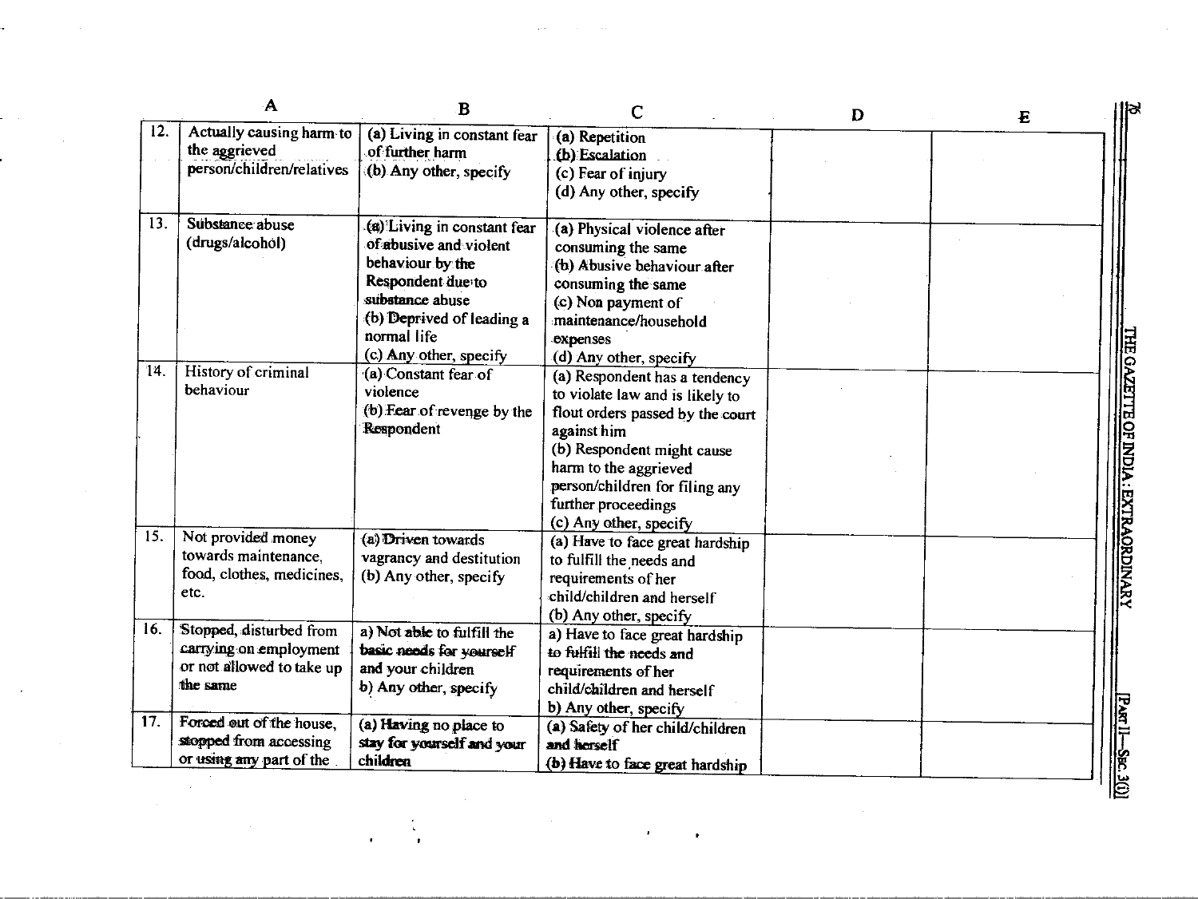| | A | B | C | D | E |
|---|---|---|---|---|---|
| 12. | Actually causing harm to the aggrieved person/children/relatives | (a) Living in constant fear of further harm<br>(b) Any other, specify | (a) Repetition<br>(b) Escalation<br>(c) Fear of injury<br>(d) Any other, specify | | |
| 13. | Substance abuse (drugs/alcohol) | (a) Living in constant fear of abusive and violent behaviour by the Respondent due to substance abuse<br>(b) Deprived of leading a normal life<br>(c) Any other, specify | (a) Physical violence after consuming the same<br>(b) Abusive behaviour after consuming the same<br>(c) Non payment of maintenance/household expenses<br>(d) Any other, specify | | |
| 14. | History of criminal behaviour | (a) Constant fear of violence<br>(b) Fear of revenge by the Respondent | (a) Respondent has a tendency to violate law and is likely to flout orders passed by the court against him<br>(b) Respondent might cause harm to the aggrieved person/children for filing any further proceedings<br>(c) Any other, specify | | |
| 15. | Not provided money towards maintenance, food, clothes, medicines, etc. | (a) Driven towards vagrancy and destitution<br>(b) Any other, specify | (a) Have to face great hardship to fulfill the needs and requirements of her child/children and herself<br>(b) Any other, specify | | |
| 16. | Stopped, disturbed from carrying on employment or not allowed to take up the same | a) Not able to fulfill the basic needs for yourself and your children<br>b) Any other, specify | a) Have to face great hardship to fulfill the needs and requirements of her child/children and herself<br>b) Any other, specify | | |
| 17. | Forced out of the house, stopped from accessing or using any part of the | (a) Having no place to stay for yourself and your children | (a) Safety of her child/children and herself<br>(b) Have to face great hardship | | |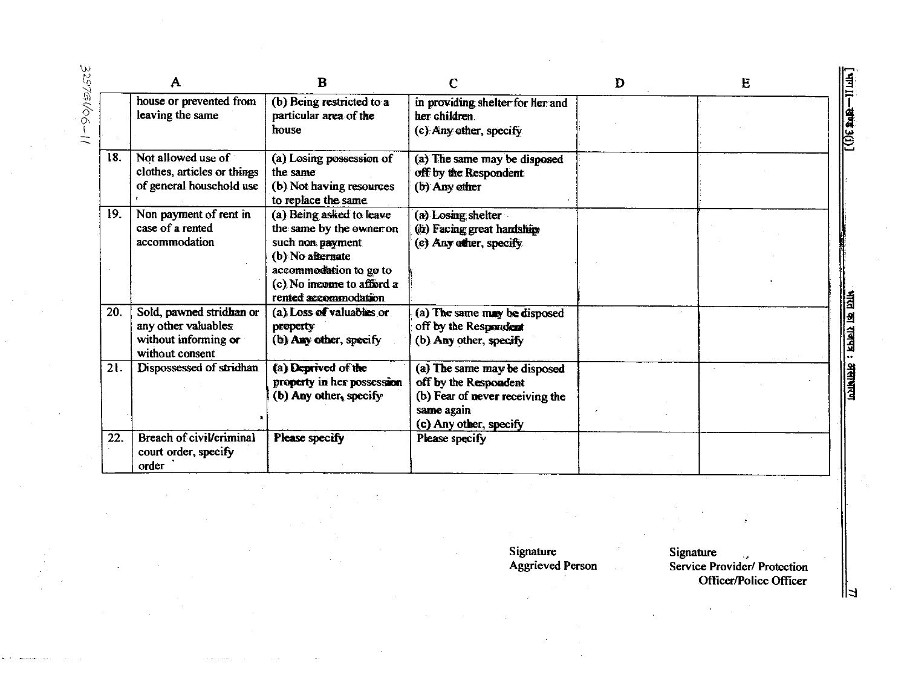| | A | B | C | D | E |
|---|---|---|---|---|---|
| | house or prevented from leaving the same | (b) Being restricted to a particular area of the house | in providing shelter for Her and her children<br>(c) Any other, specify | | |
| 18. | Not allowed use of clothes, articles or things of general household use | (a) Losing possession of the same<br>(b) Not having resources to replace the same | (a) The same may be disposed off by the Respondent<br>(b) Any other | | |
| 19. | Non payment of rent in case of a rented accommodation | (a) Being asked to leave the same by the owner on such non payment<br>(b) No alternate accommodation to go to<br>(c) No income to afford a rented accommodation | (a) Losing shelter<br>(b) Facing great hardship<br>(c) Any other, specify | | |
| 20. | Sold, pawned stridhan or any other valuables without informing or without consent | (a) Loss of valuables or property<br>(b) Any other, specify | (a) The same may be disposed off by the Respondent<br>(b) Any other, specify | | |
| 21. | Dispossessed of stridhan | (a) Deprived of the property in her possession<br>(b) Any other, specify | (a) The same may be disposed off by the Respondent<br>(b) Fear of never receiving the same again<br>(c) Any other, specify | | |
| 22. | Breach of civil/criminal court order, specify order | Please specify | Please specify | | |

Signature
Aggrieved Person

Signature
Service Provider/ Protection Officer/Police Officer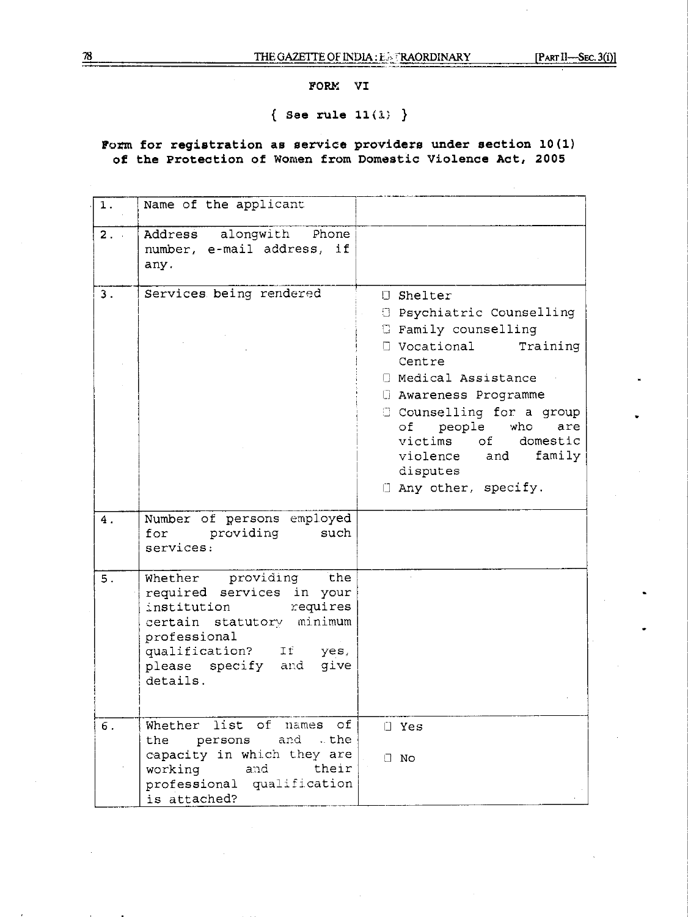## FORM VI

**{ See rule 11(1) }**

**Form for registration as service providers under section 10(1) of the Protection of Women from Domestic Violence Act, 2005**

| | | |
|---|---|---|
| 1. | Name of the applicant | |
| 2. | Address alongwith Phone number, e-mail address, if any. | |
| 3. | Services being rendered | ☐ Shelter<br>☐ Psychiatric Counselling<br>☐ Family counselling<br>☐ Vocational Training Centre<br>☐ Medical Assistance<br>☐ Awareness Programme<br>☐ Counselling for a group of people who are victims of domestic violence and family disputes<br>☐ Any other, specify. |
| 4. | Number of persons employed for providing such services: | |
| 5. | Whether providing the required services in your institution requires certain statutory minimum professional qualification? If yes, please specify and give details. | |
| 6. | Whether list of names of the persons and the capacity in which they are working and their professional qualification is attached? | ☐ Yes<br>☐ No |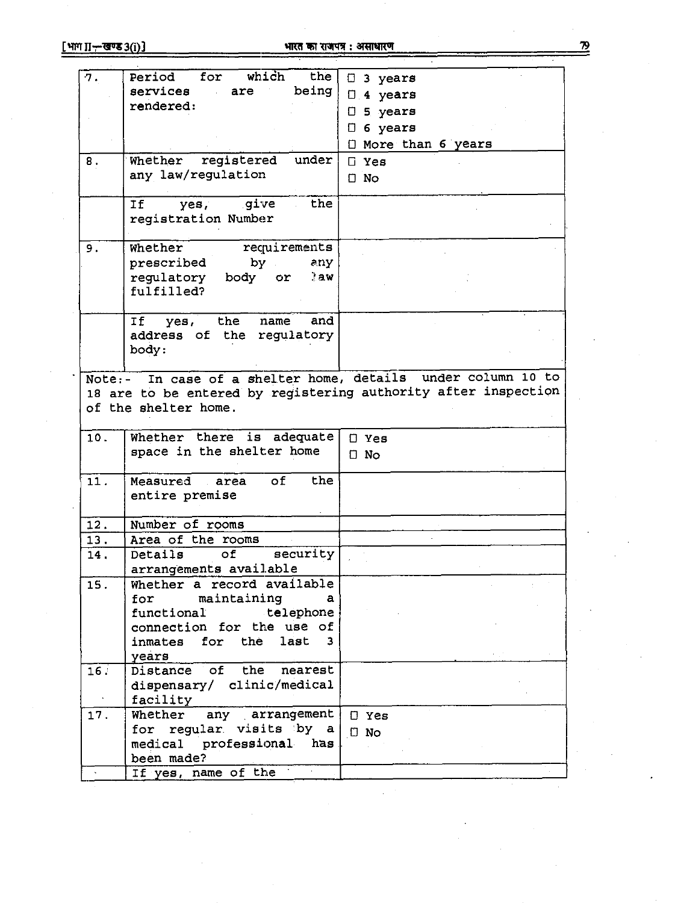| | | |
|---|---|---|
| 7. | Period for which the services are being rendered: | ☐ 3 years<br>☐ 4 years<br>☐ 5 years<br>☐ 6 years<br>☐ More than 6 years |
| 8. | Whether registered under any law/regulation | ☐ Yes<br>☐ No |
| | If yes, give the registration Number | |
| 9. | Whether requirements prescribed by any regulatory body or law fulfilled? | |
| | If yes, the name and address of the regulatory body: | |

Note:- In case of a shelter home, details under column 10 to 18 are to be entered by registering authority after inspection of the shelter home.

| | | |
|---|---|---|
| 10. | Whether there is adequate space in the shelter home | ☐ Yes<br>☐ No |
| 11. | Measured area of the entire premise | |
| 12. | Number of rooms | |
| 13. | Area of the rooms | |
| 14. | Details of security arrangements available | |
| 15. | Whether a record available for maintaining a functional telephone connection for the use of inmates for the last 3 years | |
| 16. | Distance of the nearest dispensary/ clinic/medical facility | |
| 17. | Whether any arrangement for regular visits by a medical professional has been made? | ☐ Yes<br>☐ No |
| | If yes, name of the | |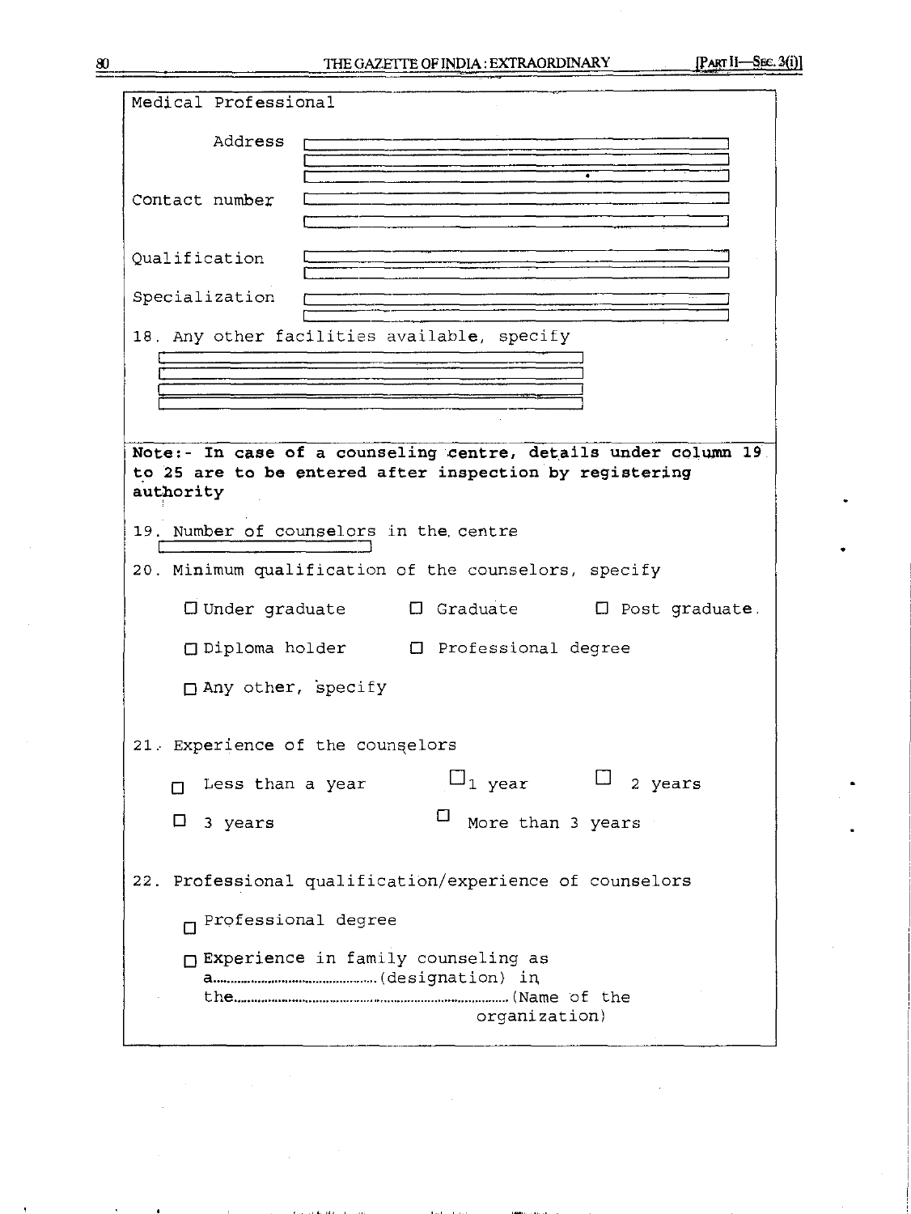Medical Professional

Address

Contact number

Qualification

Specialization

18. Any other facilities available, specify

**Note:- In case of a counseling centre, details under column 19 to 25 are to be entered after inspection by registering authority**

19. Number of counselors in the centre

20. Minimum qualification of the counselors, specify

☐ Under graduate ☐ Graduate ☐ Post graduate.

☐ Diploma holder ☐ Professional degree

☐ Any other, specify

21. Experience of the counselors

☐ Less than a year ☐ 1 year ☐ 2 years

☐ 3 years ☐ More than 3 years

22. Professional qualification/experience of counselors

☐ Professional degree

☐ Experience in family counseling as a..................(designation) in the..................(Name of the organization)